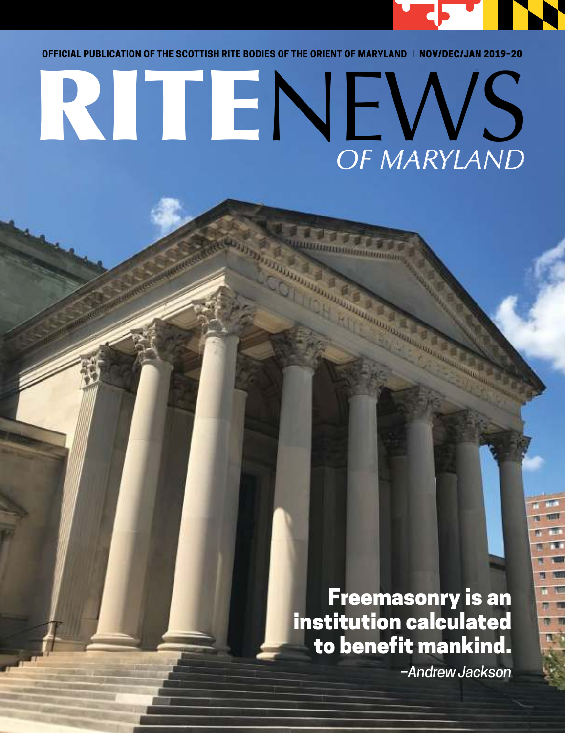OFFICIAL PUBLICATION OF THE SCOTTISH RITE BODIES OF THE ORIENT OF MARYLAND | NOV/DEC/JAN 2019–20

# RITE NEWS OF MARYLAND

**Freemasonry is an institution calculated to benefit mankind.**

*–Andrew Jackson*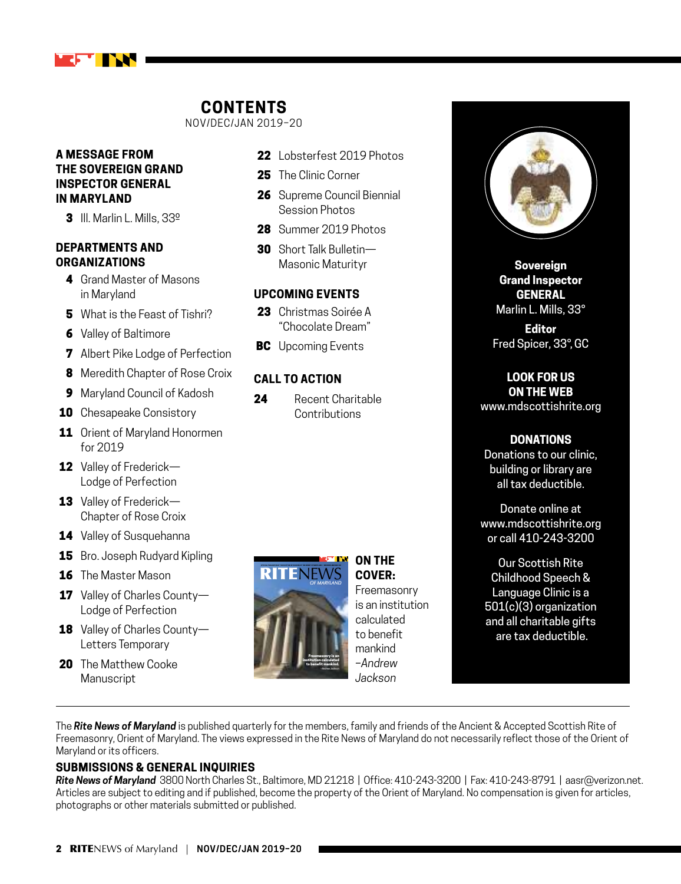# CONTENTS

NOV/DEC/JAN 2019–20

## A MESSAGE FROM THE SOVEREIGN GRAND INSPECTOR GENERAL IN MARYLAND

**3** Ill. Marlin L. Mills, 33º

## DEPARTMENTS AND ORGANIZATIONS

**4** Grand Master of Masons in Maryland

**5** What is the Feast of Tishri?

**6** Valley of Baltimore

**7** Albert Pike Lodge of Perfection

**8** Meredith Chapter of Rose Croix

**9** Maryland Council of Kadosh

**10** Chesapeake Consistory

**11** Orient of Maryland Honormen for 2019

**12** Valley of Frederick—Lodge of Perfection

**13** Valley of Frederick—Chapter of Rose Croix

**14** Valley of Susquehanna

**15** Bro. Joseph Rudyard Kipling

**16** The Master Mason

**17** Valley of Charles County—Lodge of Perfection

**18** Valley of Charles County—Letters Temporary

**20** The Matthew Cooke Manuscript

**22** Lobsterfest 2019 Photos

**25** The Clinic Corner

**26** Supreme Council Biennial Session Photos

**28** Summer 2019 Photos

**30** Short Talk Bulletin—Masonic Maturityr

## UPCOMING EVENTS

**23** Christmas Soirée A "Chocolate Dream"

**BC** Upcoming Events

## CALL TO ACTION

**24** Recent Charitable Contributions

**ON THE COVER:** Freemasonry is an institution calculated to benefit mankind *–Andrew Jackson*

**Sovereign Grand Inspector GENERAL**
Marlin L. Mills, 33°

**Editor**
Fred Spicer, 33°, GC

**LOOK FOR US ON THE WEB**
www.mdscottishrite.org

**DONATIONS**
Donations to our clinic, building or library are all tax deductible.

Donate online at www.mdscottishrite.org or call 410-243-3200

Our Scottish Rite Childhood Speech & Language Clinic is a 501(c)(3) organization and all charitable gifts are tax deductible.

---

The ***Rite News of Maryland*** is published quarterly for the members, family and friends of the Ancient & Accepted Scottish Rite of Freemasonry, Orient of Maryland. The views expressed in the Rite News of Maryland do not necessarily reflect those of the Orient of Maryland or its officers.

### SUBMISSIONS & GENERAL INQUIRIES

***Rite News of Maryland*** 3800 North Charles St., Baltimore, MD 21218 | Office: 410-243-3200 | Fax: 410-243-8791 | aasr@verizon.net. Articles are subject to editing and if published, become the property of the Orient of Maryland. No compensation is given for articles, photographs or other materials submitted or published.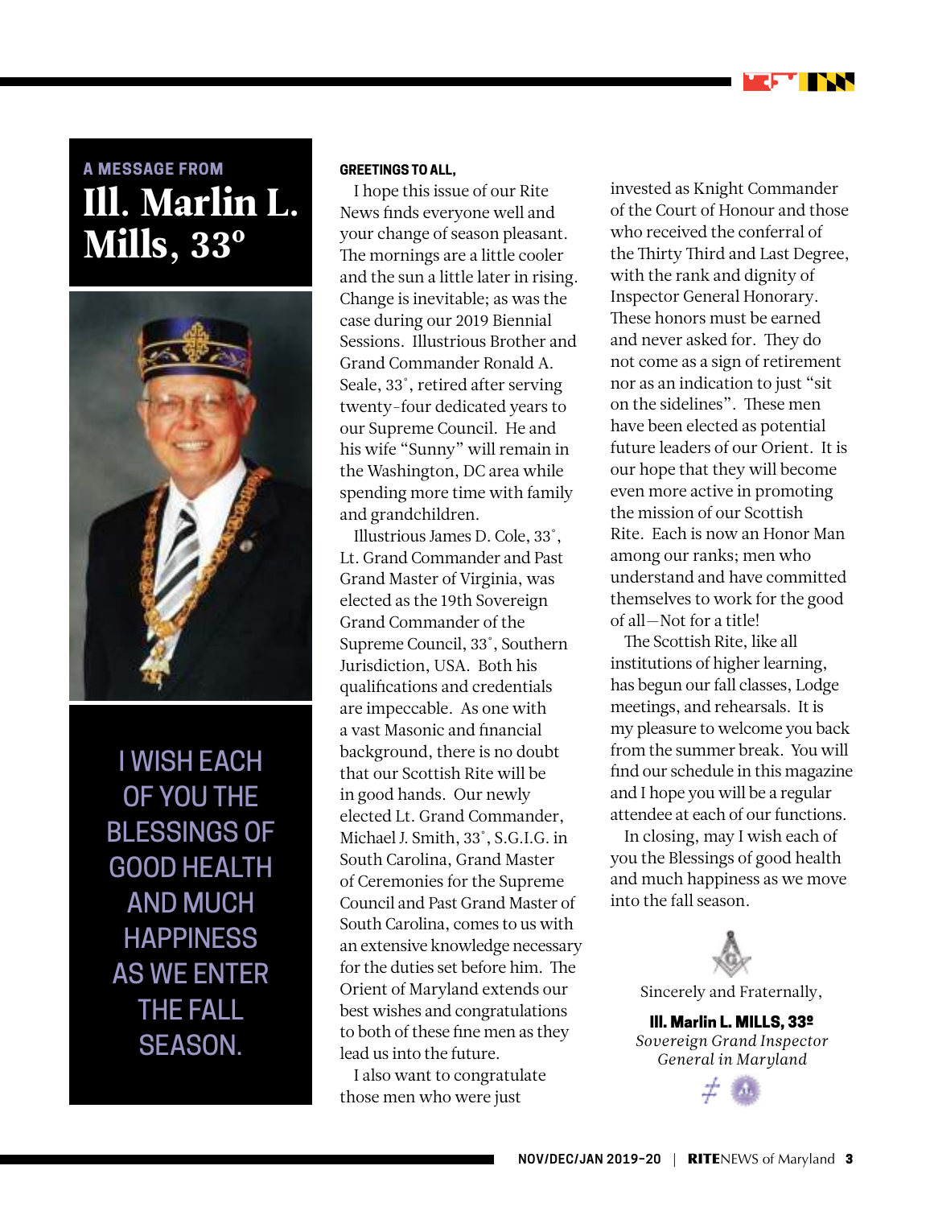A MESSAGE FROM

# Ill. Marlin L. Mills, 33º

I WISH EACH OF YOU THE BLESSINGS OF GOOD HEALTH AND MUCH HAPPINESS AS WE ENTER THE FALL SEASON.

**GREETINGS TO ALL,**

I hope this issue of our Rite News finds everyone well and your change of season pleasant. The mornings are a little cooler and the sun a little later in rising. Change is inevitable; as was the case during our 2019 Biennial Sessions. Illustrious Brother and Grand Commander Ronald A. Seale, 33˚, retired after serving twenty-four dedicated years to our Supreme Council. He and his wife "Sunny" will remain in the Washington, DC area while spending more time with family and grandchildren.

Illustrious James D. Cole, 33˚, Lt. Grand Commander and Past Grand Master of Virginia, was elected as the 19th Sovereign Grand Commander of the Supreme Council, 33˚, Southern Jurisdiction, USA. Both his qualifications and credentials are impeccable. As one with a vast Masonic and financial background, there is no doubt that our Scottish Rite will be in good hands. Our newly elected Lt. Grand Commander, Michael J. Smith, 33˚, S.G.I.G. in South Carolina, Grand Master of Ceremonies for the Supreme Council and Past Grand Master of South Carolina, comes to us with an extensive knowledge necessary for the duties set before him. The Orient of Maryland extends our best wishes and congratulations to both of these fine men as they lead us into the future.

I also want to congratulate those men who were just invested as Knight Commander of the Court of Honour and those who received the conferral of the Thirty Third and Last Degree, with the rank and dignity of Inspector General Honorary. These honors must be earned and never asked for. They do not come as a sign of retirement nor as an indication to just "sit on the sidelines". These men have been elected as potential future leaders of our Orient. It is our hope that they will become even more active in promoting the mission of our Scottish Rite. Each is now an Honor Man among our ranks; men who understand and have committed themselves to work for the good of all—Not for a title!

The Scottish Rite, like all institutions of higher learning, has begun our fall classes, Lodge meetings, and rehearsals. It is my pleasure to welcome you back from the summer break. You will find our schedule in this magazine and I hope you will be a regular attendee at each of our functions.

In closing, may I wish each of you the Blessings of good health and much happiness as we move into the fall season.

Sincerely and Fraternally,

**Ill. Marlin L. MILLS, 33º**
*Sovereign Grand Inspector General in Maryland*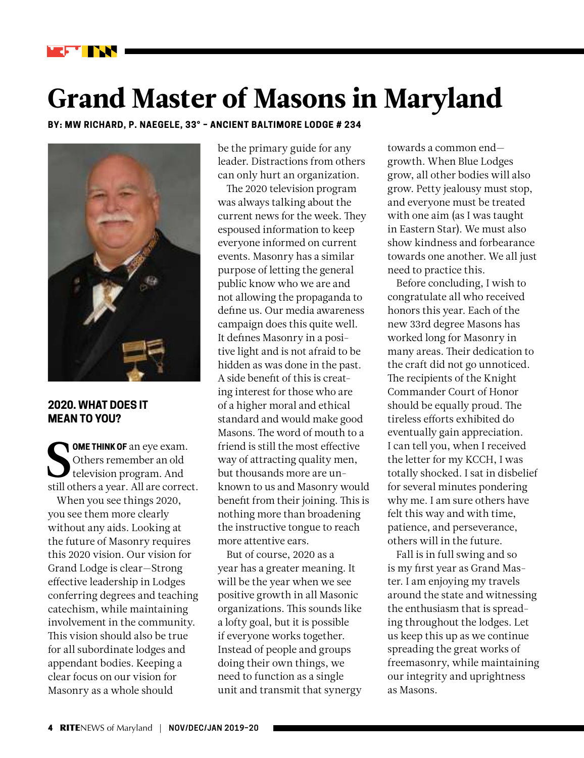# Grand Master of Masons in Maryland

**BY: MW RICHARD, P. NAEGELE, 33° – ANCIENT BALTIMORE LODGE # 234**

## 2020. WHAT DOES IT MEAN TO YOU?

**SOME THINK OF** an eye exam. Others remember an old television program. And still others a year. All are correct.

When you see things 2020, you see them more clearly without any aids. Looking at the future of Masonry requires this 2020 vision. Our vision for Grand Lodge is clear—Strong effective leadership in Lodges conferring degrees and teaching catechism, while maintaining involvement in the community. This vision should also be true for all subordinate lodges and appendant bodies. Keeping a clear focus on our vision for Masonry as a whole should be the primary guide for any leader. Distractions from others can only hurt an organization.

The 2020 television program was always talking about the current news for the week. They espoused information to keep everyone informed on current events. Masonry has a similar purpose of letting the general public know who we are and not allowing the propaganda to define us. Our media awareness campaign does this quite well. It defines Masonry in a positive light and is not afraid to be hidden as was done in the past. A side benefit of this is creating interest for those who are of a higher moral and ethical standard and would make good Masons. The word of mouth to a friend is still the most effective way of attracting quality men, but thousands more are unknown to us and Masonry would benefit from their joining. This is nothing more than broadening the instructive tongue to reach more attentive ears.

But of course, 2020 as a year has a greater meaning. It will be the year when we see positive growth in all Masonic organizations. This sounds like a lofty goal, but it is possible if everyone works together. Instead of people and groups doing their own things, we need to function as a single unit and transmit that synergy towards a common end—growth. When Blue Lodges grow, all other bodies will also grow. Petty jealousy must stop, and everyone must be treated with one aim (as I was taught in Eastern Star). We must also show kindness and forbearance towards one another. We all just need to practice this.

Before concluding, I wish to congratulate all who received honors this year. Each of the new 33rd degree Masons has worked long for Masonry in many areas. Their dedication to the craft did not go unnoticed. The recipients of the Knight Commander Court of Honor should be equally proud. The tireless efforts exhibited do eventually gain appreciation. I can tell you, when I received the letter for my KCCH, I was totally shocked. I sat in disbelief for several minutes pondering why me. I am sure others have felt this way and with time, patience, and perseverance, others will in the future.

Fall is in full swing and so is my first year as Grand Master. I am enjoying my travels around the state and witnessing the enthusiasm that is spreading throughout the lodges. Let us keep this up as we continue spreading the great works of freemasonry, while maintaining our integrity and uprightness as Masons.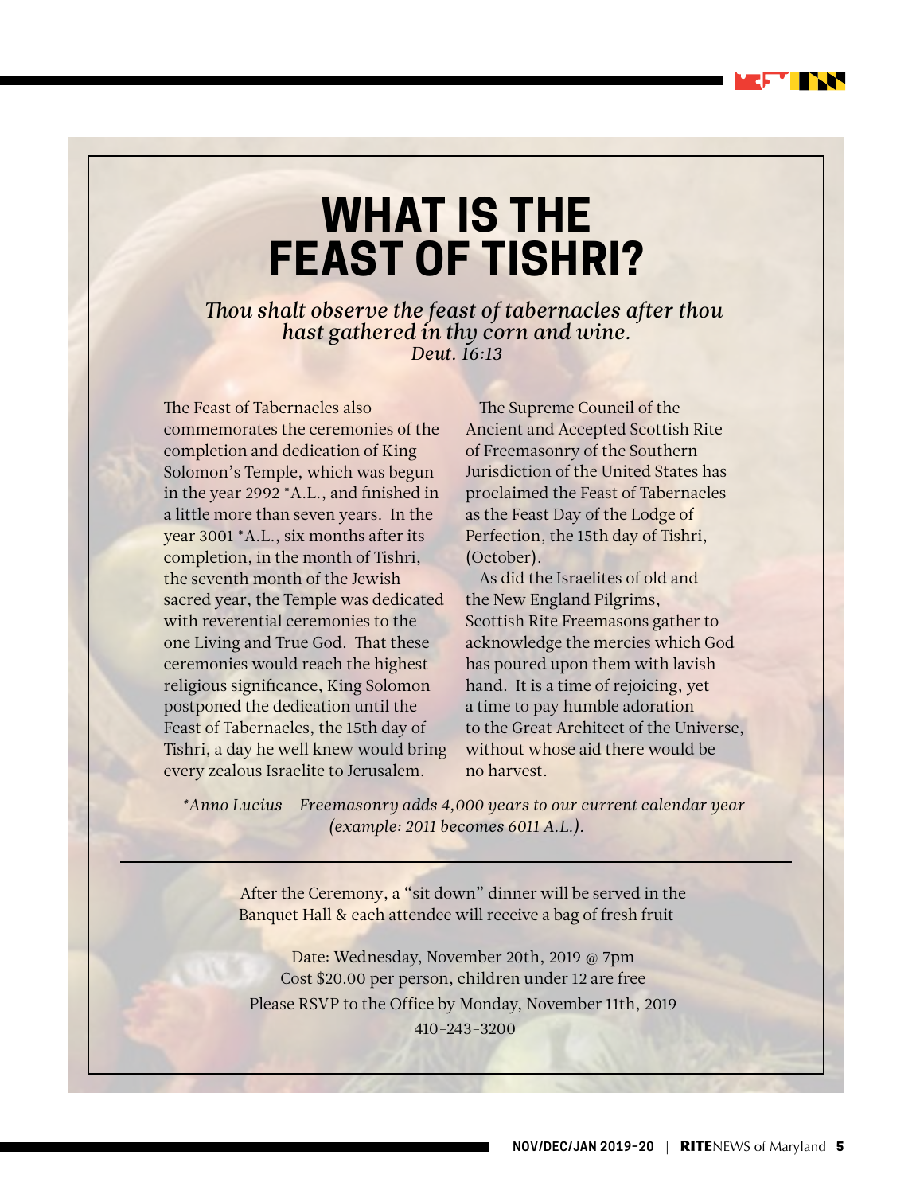# WHAT IS THE FEAST OF TISHRI?

*Thou shalt observe the feast of tabernacles after thou hast gathered in thy corn and wine.*
*Deut. 16:13*

The Feast of Tabernacles also commemorates the ceremonies of the completion and dedication of King Solomon's Temple, which was begun in the year 2992 *A.L., and finished in a little more than seven years. In the year 3001 *A.L., six months after its completion, in the month of Tishri, the seventh month of the Jewish sacred year, the Temple was dedicated with reverential ceremonies to the one Living and True God. That these ceremonies would reach the highest religious significance, King Solomon postponed the dedication until the Feast of Tabernacles, the 15th day of Tishri, a day he well knew would bring every zealous Israelite to Jerusalem.

The Supreme Council of the Ancient and Accepted Scottish Rite of Freemasonry of the Southern Jurisdiction of the United States has proclaimed the Feast of Tabernacles as the Feast Day of the Lodge of Perfection, the 15th day of Tishri, (October).

As did the Israelites of old and the New England Pilgrims, Scottish Rite Freemasons gather to acknowledge the mercies which God has poured upon them with lavish hand. It is a time of rejoicing, yet a time to pay humble adoration to the Great Architect of the Universe, without whose aid there would be no harvest.

*\*Anno Lucius – Freemasonry adds 4,000 years to our current calendar year (example: 2011 becomes 6011 A.L.).*

---

After the Ceremony, a "sit down" dinner will be served in the Banquet Hall & each attendee will receive a bag of fresh fruit

Date: Wednesday, November 20th, 2019 @ 7pm
Cost $20.00 per person, children under 12 are free
Please RSVP to the Office by Monday, November 11th, 2019
410-243-3200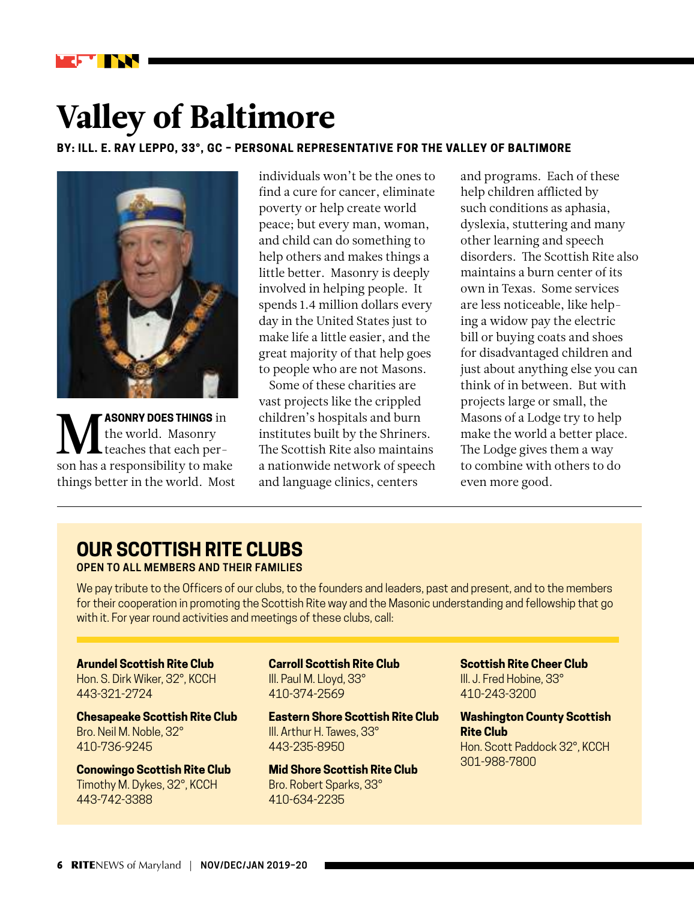# Valley of Baltimore

**BY: ILL. E. RAY LEPPO, 33°, GC – PERSONAL REPRESENTATIVE FOR THE VALLEY OF BALTIMORE**

**MASONRY DOES THINGS** in the world. Masonry teaches that each person has a responsibility to make things better in the world. Most individuals won't be the ones to find a cure for cancer, eliminate poverty or help create world peace; but every man, woman, and child can do something to help others and makes things a little better. Masonry is deeply involved in helping people. It spends 1.4 million dollars every day in the United States just to make life a little easier, and the great majority of that help goes to people who are not Masons.

Some of these charities are vast projects like the crippled children's hospitals and burn institutes built by the Shriners. The Scottish Rite also maintains a nationwide network of speech and language clinics, centers and programs. Each of these help children afflicted by such conditions as aphasia, dyslexia, stuttering and many other learning and speech disorders. The Scottish Rite also maintains a burn center of its own in Texas. Some services are less noticeable, like helping a widow pay the electric bill or buying coats and shoes for disadvantaged children and just about anything else you can think of in between. But with projects large or small, the Masons of a Lodge try to help make the world a better place. The Lodge gives them a way to combine with others to do even more good.

## OUR SCOTTISH RITE CLUBS

**OPEN TO ALL MEMBERS AND THEIR FAMILIES**

We pay tribute to the Officers of our clubs, to the founders and leaders, past and present, and to the members for their cooperation in promoting the Scottish Rite way and the Masonic understanding and fellowship that go with it. For year round activities and meetings of these clubs, call:

**Arundel Scottish Rite Club**
Hon. S. Dirk Wiker, 32°, KCCH
443-321-2724

**Chesapeake Scottish Rite Club**
Bro. Neil M. Noble, 32°
410-736-9245

**Conowingo Scottish Rite Club**
Timothy M. Dykes, 32°, KCCH
443-742-3388

**Carroll Scottish Rite Club**
Ill. Paul M. Lloyd, 33°
410-374-2569

**Eastern Shore Scottish Rite Club**
Ill. Arthur H. Tawes, 33°
443-235-8950

**Mid Shore Scottish Rite Club**
Bro. Robert Sparks, 33°
410-634-2235

**Scottish Rite Cheer Club**
Ill. J. Fred Hobine, 33°
410-243-3200

**Washington County Scottish Rite Club**
Hon. Scott Paddock 32°, KCCH
301-988-7800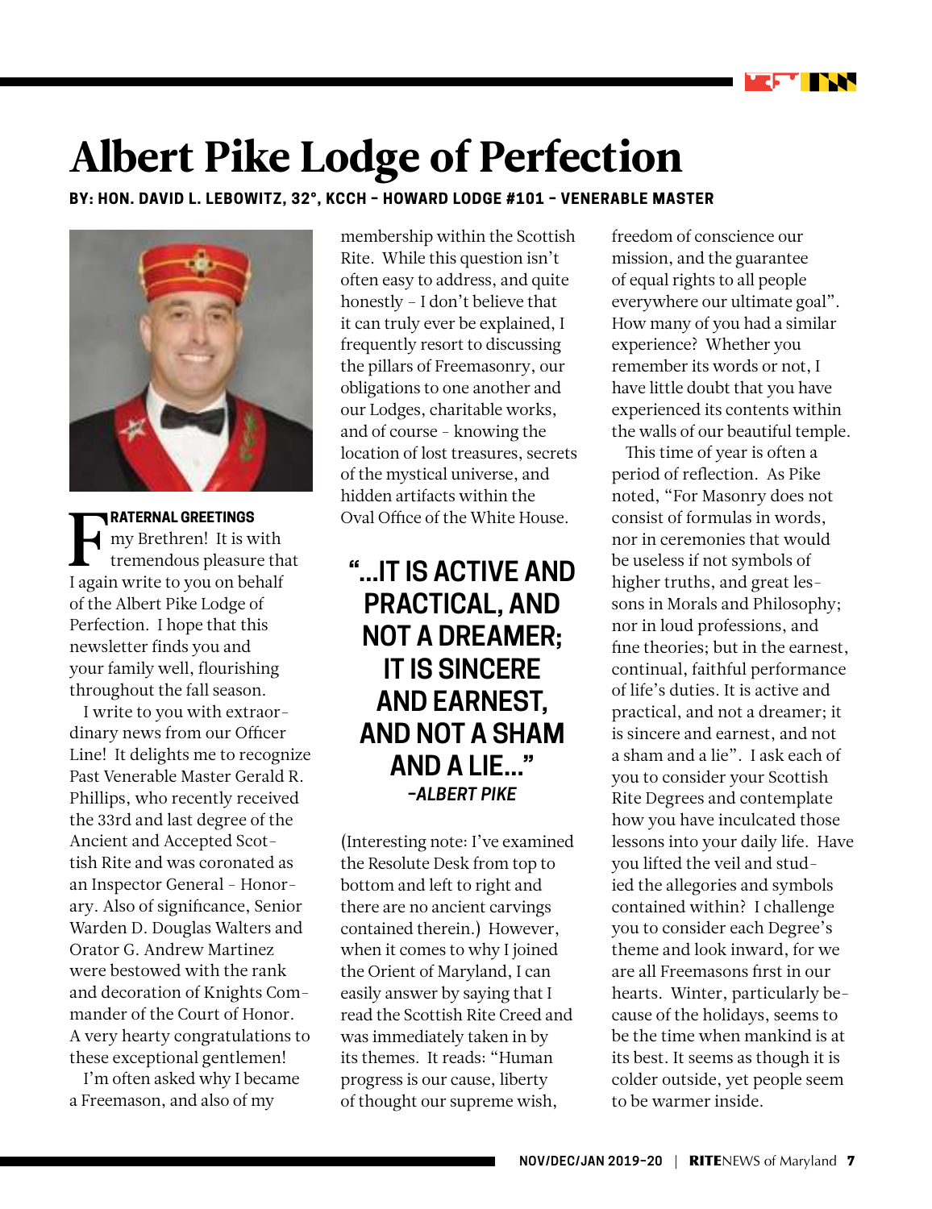# Albert Pike Lodge of Perfection

**BY: HON. DAVID L. LEBOWITZ, 32°, KCCH – HOWARD LODGE #101 – VENERABLE MASTER**

**FRATERNAL GREETINGS** my Brethren! It is with tremendous pleasure that I again write to you on behalf of the Albert Pike Lodge of Perfection. I hope that this newsletter finds you and your family well, flourishing throughout the fall season.

I write to you with extraordinary news from our Officer Line! It delights me to recognize Past Venerable Master Gerald R. Phillips, who recently received the 33rd and last degree of the Ancient and Accepted Scottish Rite and was coronated as an Inspector General – Honorary. Also of significance, Senior Warden D. Douglas Walters and Orator G. Andrew Martinez were bestowed with the rank and decoration of Knights Commander of the Court of Honor. A very hearty congratulations to these exceptional gentlemen!

I'm often asked why I became a Freemason, and also of my membership within the Scottish Rite. While this question isn't often easy to address, and quite honestly – I don't believe that it can truly ever be explained, I frequently resort to discussing the pillars of Freemasonry, our obligations to one another and our Lodges, charitable works, and of course – knowing the location of lost treasures, secrets of the mystical universe, and hidden artifacts within the Oval Office of the White House.

> **"…IT IS ACTIVE AND PRACTICAL, AND NOT A DREAMER; IT IS SINCERE AND EARNEST, AND NOT A SHAM AND A LIE…"**
> ***–ALBERT PIKE***

(Interesting note: I've examined the Resolute Desk from top to bottom and left to right and there are no ancient carvings contained therein.) However, when it comes to why I joined the Orient of Maryland, I can easily answer by saying that I read the Scottish Rite Creed and was immediately taken in by its themes. It reads: "Human progress is our cause, liberty of thought our supreme wish, freedom of conscience our mission, and the guarantee of equal rights to all people everywhere our ultimate goal". How many of you had a similar experience? Whether you remember its words or not, I have little doubt that you have experienced its contents within the walls of our beautiful temple.

This time of year is often a period of reflection. As Pike noted, "For Masonry does not consist of formulas in words, nor in ceremonies that would be useless if not symbols of higher truths, and great lessons in Morals and Philosophy; nor in loud professions, and fine theories; but in the earnest, continual, faithful performance of life's duties. It is active and practical, and not a dreamer; it is sincere and earnest, and not a sham and a lie". I ask each of you to consider your Scottish Rite Degrees and contemplate how you have inculcated those lessons into your daily life. Have you lifted the veil and studied the allegories and symbols contained within? I challenge you to consider each Degree's theme and look inward, for we are all Freemasons first in our hearts. Winter, particularly because of the holidays, seems to be the time when mankind is at its best. It seems as though it is colder outside, yet people seem to be warmer inside.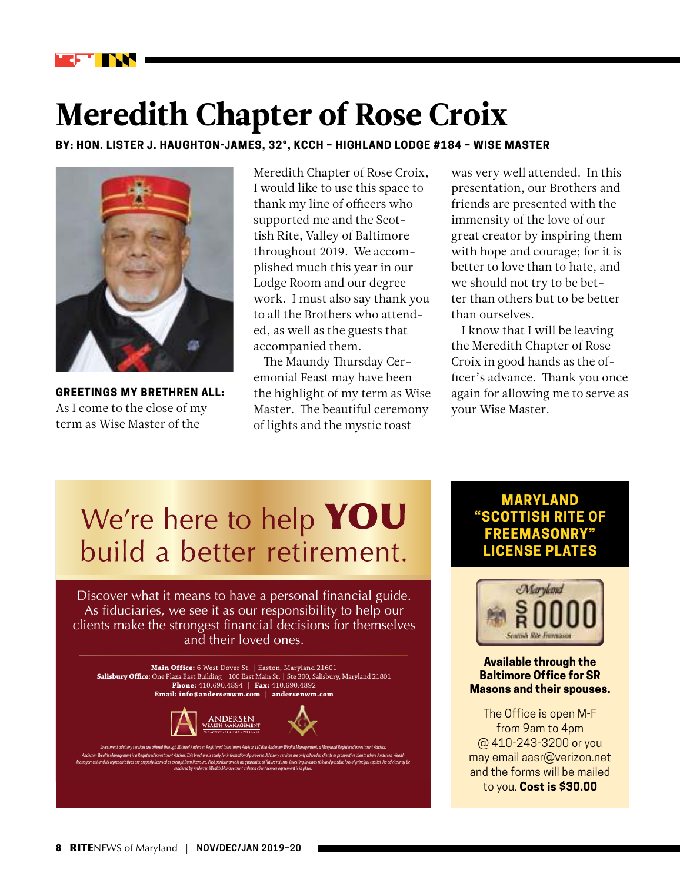# Meredith Chapter of Rose Croix

**BY: HON. LISTER J. HAUGHTON-JAMES, 32°, KCCH – HIGHLAND LODGE #184 – WISE MASTER**

**GREETINGS MY BRETHREN ALL:** As I come to the close of my term as Wise Master of the Meredith Chapter of Rose Croix, I would like to use this space to thank my line of officers who supported me and the Scottish Rite, Valley of Baltimore throughout 2019. We accomplished much this year in our Lodge Room and our degree work. I must also say thank you to all the Brothers who attended, as well as the guests that accompanied them.

The Maundy Thursday Ceremonial Feast may have been the highlight of my term as Wise Master. The beautiful ceremony of lights and the mystic toast was very well attended. In this presentation, our Brothers and friends are presented with the immensity of the love of our great creator by inspiring them with hope and courage; for it is better to love than to hate, and we should not try to be better than others but to be better than ourselves.

I know that I will be leaving the Meredith Chapter of Rose Croix in good hands as the officer's advance. Thank you once again for allowing me to serve as your Wise Master.

---

We're here to help **YOU** build a better retirement.

Discover what it means to have a personal financial guide. As fiduciaries, we see it as our responsibility to help our clients make the strongest financial decisions for themselves and their loved ones.

**Main Office:** 6 West Dover St. | Easton, Maryland 21601
**Salisbury Office:** One Plaza East Building | 100 East Main St. | Ste 300, Salisbury, Maryland 21801
**Phone:** 410.690.4894 | **Fax:** 410.690.4892
**Email: info@andersenwm.com** | **andersenwm.com**

ANDERSEN WEALTH MANAGEMENT

Investment advisory services are offered through Michael Andersen Registered Investment Advisor, LLC dba Andersen Wealth Management, a Maryland Registered Investment Advisor. Andersen Wealth Management is a Registered Investment Adviser. This brochure is solely for informational purposes. Advisory services are only offered to clients or prospective clients where Andersen Wealth Management and its representatives are properly licensed or exempt from licensure. Past performance is no guarantee of future returns. Investing involves risk and possible loss of principal capital. No advice may be rendered by Andersen Wealth Management unless a client service agreement is in place.

---

**MARYLAND "SCOTTISH RITE OF FREEMASONRY" LICENSE PLATES**

**Available through the Baltimore Office for SR Masons and their spouses.**

The Office is open M-F from 9am to 4pm @ 410-243-3200 or you may email aasr@verizon.net and the forms will be mailed to you. **Cost is $30.00**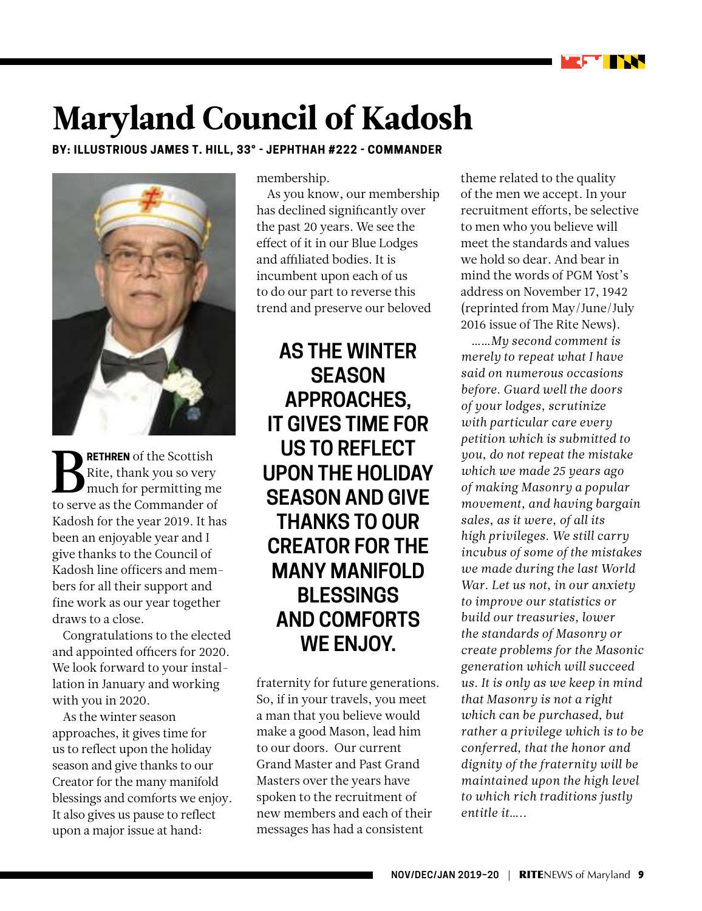# Maryland Council of Kadosh

**BY: ILLUSTRIOUS JAMES T. HILL, 33° - JEPHTHAH #222 - COMMANDER**

**BRETHREN** of the Scottish Rite, thank you so very much for permitting me to serve as the Commander of Kadosh for the year 2019. It has been an enjoyable year and I give thanks to the Council of Kadosh line officers and members for all their support and fine work as our year together draws to a close.

Congratulations to the elected and appointed officers for 2020. We look forward to your installation in January and working with you in 2020.

As the winter season approaches, it gives time for us to reflect upon the holiday season and give thanks to our Creator for the many manifold blessings and comforts we enjoy. It also gives us pause to reflect upon a major issue at hand: membership.

As you know, our membership has declined significantly over the past 20 years. We see the effect of it in our Blue Lodges and affiliated bodies. It is incumbent upon each of us to do our part to reverse this trend and preserve our beloved fraternity for future generations. So, if in your travels, you meet a man that you believe would make a good Mason, lead him to our doors. Our current Grand Master and Past Grand Masters over the years have spoken to the recruitment of new members and each of their messages has had a consistent theme related to the quality of the men we accept. In your recruitment efforts, be selective to men who you believe will meet the standards and values we hold so dear. And bear in mind the words of PGM Yost's address on November 17, 1942 (reprinted from May/June/July 2016 issue of The Rite News).

**AS THE WINTER SEASON APPROACHES, IT GIVES TIME FOR US TO REFLECT UPON THE HOLIDAY SEASON AND GIVE THANKS TO OUR CREATOR FOR THE MANY MANIFOLD BLESSINGS AND COMFORTS WE ENJOY.**

*……My second comment is merely to repeat what I have said on numerous occasions before. Guard well the doors of your lodges, scrutinize with particular care every petition which is submitted to you, do not repeat the mistake which we made 25 years ago of making Masonry a popular movement, and having bargain sales, as it were, of all its high privileges. We still carry incubus of some of the mistakes we made during the last World War. Let us not, in our anxiety to improve our statistics or build our treasuries, lower the standards of Masonry or create problems for the Masonic generation which will succeed us. It is only as we keep in mind that Masonry is not a right which can be purchased, but rather a privilege which is to be conferred, that the honor and dignity of the fraternity will be maintained upon the high level to which rich traditions justly entitle it…..*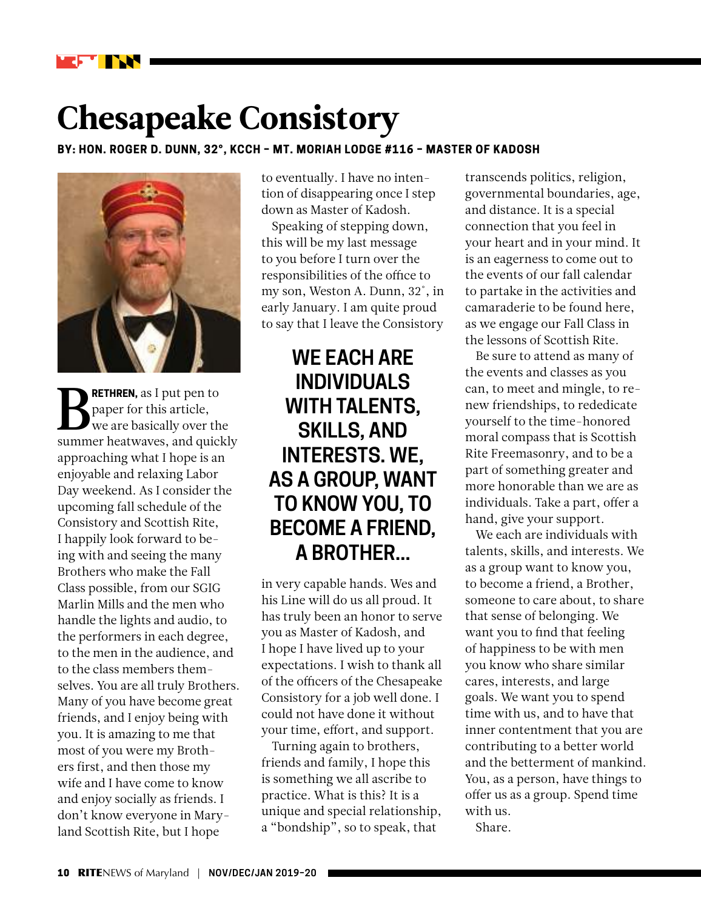# Chesapeake Consistory

**BY: HON. ROGER D. DUNN, 32°, KCCH - MT. MORIAH LODGE #116 - MASTER OF KADOSH**

**BRETHREN,** as I put pen to paper for this article, we are basically over the summer heatwaves, and quickly approaching what I hope is an enjoyable and relaxing Labor Day weekend. As I consider the upcoming fall schedule of the Consistory and Scottish Rite, I happily look forward to being with and seeing the many Brothers who make the Fall Class possible, from our SGIG Marlin Mills and the men who handle the lights and audio, to the performers in each degree, to the men in the audience, and to the class members themselves. You are all truly Brothers. Many of you have become great friends, and I enjoy being with you. It is amazing to me that most of you were my Brothers first, and then those my wife and I have come to know and enjoy socially as friends. I don't know everyone in Maryland Scottish Rite, but I hope to eventually. I have no intention of disappearing once I step down as Master of Kadosh.

Speaking of stepping down, this will be my last message to you before I turn over the responsibilities of the office to my son, Weston A. Dunn, 32°, in early January. I am quite proud to say that I leave the Consistory in very capable hands. Wes and his Line will do us all proud. It has truly been an honor to serve you as Master of Kadosh, and I hope I have lived up to your expectations. I wish to thank all of the officers of the Chesapeake Consistory for a job well done. I could not have done it without your time, effort, and support.

> **WE EACH ARE INDIVIDUALS WITH TALENTS, SKILLS, AND INTERESTS. WE, AS A GROUP, WANT TO KNOW YOU, TO BECOME A FRIEND, A BROTHER...**

Turning again to brothers, friends and family, I hope this is something we all ascribe to practice. What is this? It is a unique and special relationship, a "bondship", so to speak, that transcends politics, religion, governmental boundaries, age, and distance. It is a special connection that you feel in your heart and in your mind. It is an eagerness to come out to the events of our fall calendar to partake in the activities and camaraderie to be found here, as we engage our Fall Class in the lessons of Scottish Rite.

Be sure to attend as many of the events and classes as you can, to meet and mingle, to renew friendships, to rededicate yourself to the time-honored moral compass that is Scottish Rite Freemasonry, and to be a part of something greater and more honorable than we are as individuals. Take a part, offer a hand, give your support.

We each are individuals with talents, skills, and interests. We as a group want to know you, to become a friend, a Brother, someone to care about, to share that sense of belonging. We want you to find that feeling of happiness to be with men you know who share similar cares, interests, and large goals. We want you to spend time with us, and to have that inner contentment that you are contributing to a better world and the betterment of mankind. You, as a person, have things to offer us as a group. Spend time with us.

Share.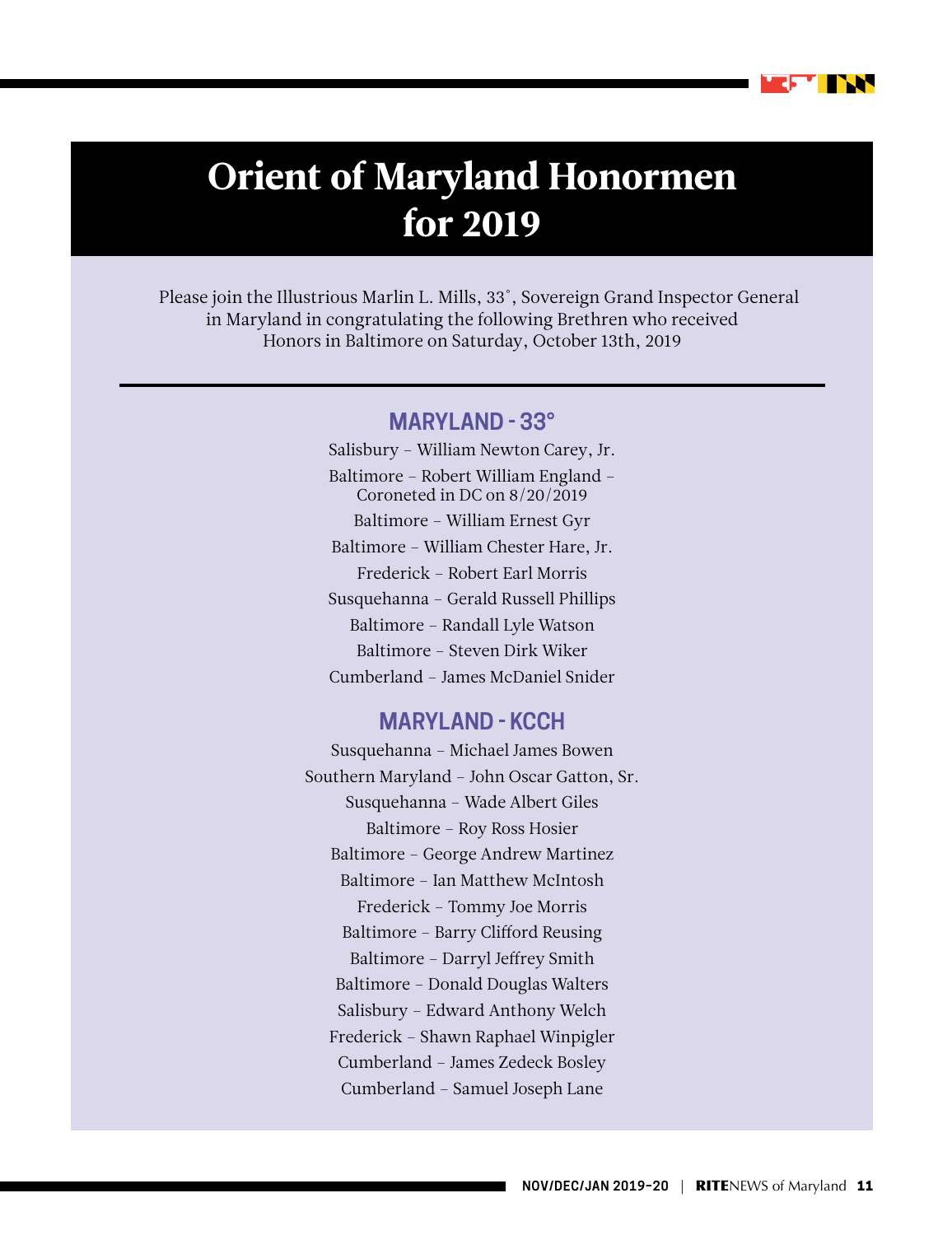# Orient of Maryland Honormen for 2019

Please join the Illustrious Marlin L. Mills, 33˚, Sovereign Grand Inspector General in Maryland in congratulating the following Brethren who received Honors in Baltimore on Saturday, October 13th, 2019

## MARYLAND - 33°

Salisbury – William Newton Carey, Jr.

Baltimore – Robert William England – Coroneted in DC on 8/20/2019

Baltimore – William Ernest Gyr

Baltimore – William Chester Hare, Jr.

Frederick – Robert Earl Morris

Susquehanna – Gerald Russell Phillips

Baltimore – Randall Lyle Watson

Baltimore – Steven Dirk Wiker

Cumberland – James McDaniel Snider

## MARYLAND - KCCH

Susquehanna – Michael James Bowen

Southern Maryland – John Oscar Gatton, Sr.

Susquehanna – Wade Albert Giles

Baltimore – Roy Ross Hosier

Baltimore – George Andrew Martinez

Baltimore – Ian Matthew McIntosh

Frederick – Tommy Joe Morris

Baltimore – Barry Clifford Reusing

Baltimore – Darryl Jeffrey Smith

Baltimore – Donald Douglas Walters

Salisbury – Edward Anthony Welch

Frederick – Shawn Raphael Winpigler

Cumberland – James Zedeck Bosley

Cumberland – Samuel Joseph Lane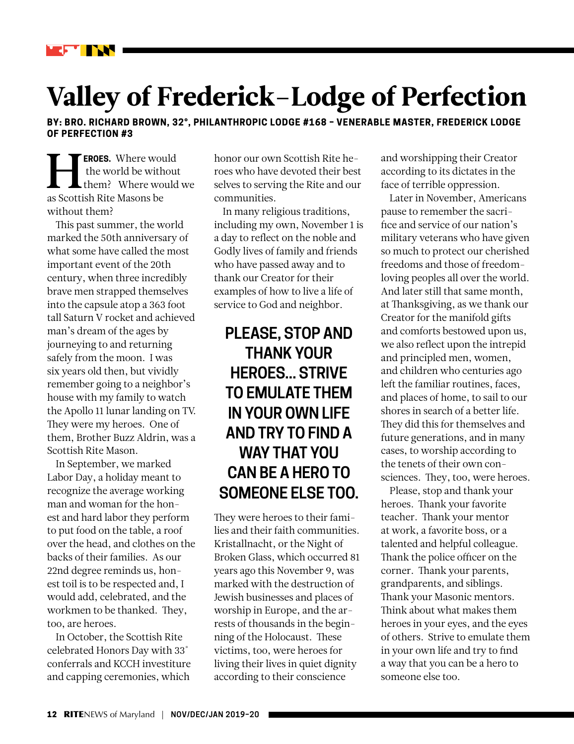# Valley of Frederick–Lodge of Perfection

**BY: BRO. RICHARD BROWN, 32°, PHILANTHROPIC LODGE #168 – VENERABLE MASTER, FREDERICK LODGE OF PERFECTION #3**

**HEROES.** Where would the world be without them? Where would we as Scottish Rite Masons be without them?

This past summer, the world marked the 50th anniversary of what some have called the most important event of the 20th century, when three incredibly brave men strapped themselves into the capsule atop a 363 foot tall Saturn V rocket and achieved man's dream of the ages by journeying to and returning safely from the moon. I was six years old then, but vividly remember going to a neighbor's house with my family to watch the Apollo 11 lunar landing on TV. They were my heroes. One of them, Brother Buzz Aldrin, was a Scottish Rite Mason.

In September, we marked Labor Day, a holiday meant to recognize the average working man and woman for the honest and hard labor they perform to put food on the table, a roof over the head, and clothes on the backs of their families. As our 22nd degree reminds us, honest toil is to be respected and, I would add, celebrated, and the workmen to be thanked. They, too, are heroes.

In October, the Scottish Rite celebrated Honors Day with 33° conferrals and KCCH investiture and capping ceremonies, which honor our own Scottish Rite heroes who have devoted their best selves to serving the Rite and our communities.

In many religious traditions, including my own, November 1 is a day to reflect on the noble and Godly lives of family and friends who have passed away and to thank our Creator for their examples of how to live a life of service to God and neighbor.

**PLEASE, STOP AND THANK YOUR HEROES... STRIVE TO EMULATE THEM IN YOUR OWN LIFE AND TRY TO FIND A WAY THAT YOU CAN BE A HERO TO SOMEONE ELSE TOO.**

They were heroes to their families and their faith communities. Kristallnacht, or the Night of Broken Glass, which occurred 81 years ago this November 9, was marked with the destruction of Jewish businesses and places of worship in Europe, and the arrests of thousands in the beginning of the Holocaust. These victims, too, were heroes for living their lives in quiet dignity according to their conscience and worshipping their Creator according to its dictates in the face of terrible oppression.

Later in November, Americans pause to remember the sacrifice and service of our nation's military veterans who have given so much to protect our cherished freedoms and those of freedom-loving peoples all over the world. And later still that same month, at Thanksgiving, as we thank our Creator for the manifold gifts and comforts bestowed upon us, we also reflect upon the intrepid and principled men, women, and children who centuries ago left the familiar routines, faces, and places of home, to sail to our shores in search of a better life. They did this for themselves and future generations, and in many cases, to worship according to the tenets of their own consciences. They, too, were heroes.

Please, stop and thank your heroes. Thank your favorite teacher. Thank your mentor at work, a favorite boss, or a talented and helpful colleague. Thank the police officer on the corner. Thank your parents, grandparents, and siblings. Thank your Masonic mentors. Think about what makes them heroes in your eyes, and the eyes of others. Strive to emulate them in your own life and try to find a way that you can be a hero to someone else too.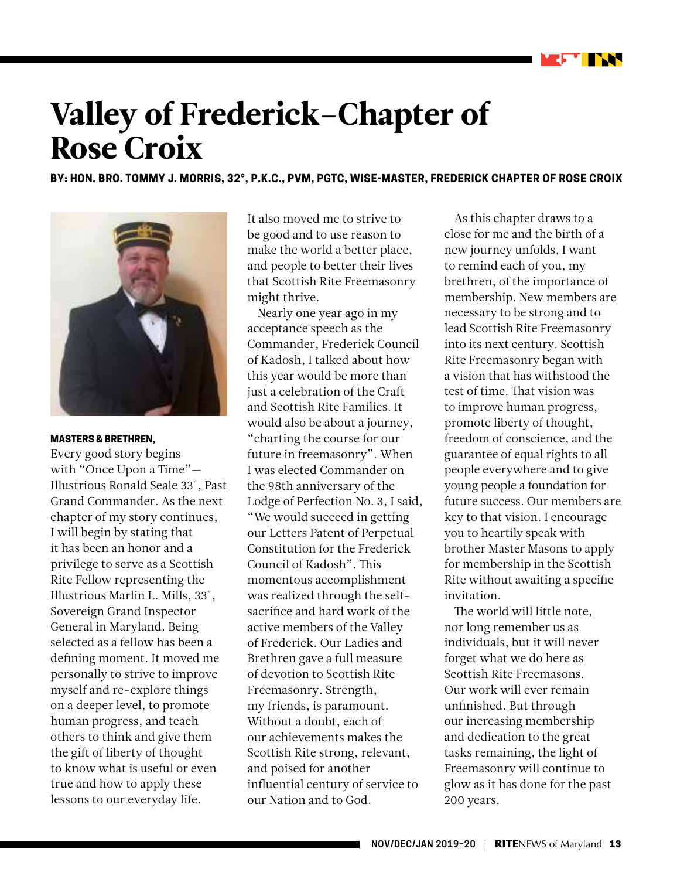# Valley of Frederick–Chapter of Rose Croix

**BY: HON. BRO. TOMMY J. MORRIS, 32°, P.K.C., PVM, PGTC, WISE-MASTER, FREDERICK CHAPTER OF ROSE CROIX**

**MASTERS & BRETHREN,**

Every good story begins with "Once Upon a Time"— Illustrious Ronald Seale 33˚, Past Grand Commander. As the next chapter of my story continues, I will begin by stating that it has been an honor and a privilege to serve as a Scottish Rite Fellow representing the Illustrious Marlin L. Mills, 33˚, Sovereign Grand Inspector General in Maryland. Being selected as a fellow has been a defining moment. It moved me personally to strive to improve myself and re-explore things on a deeper level, to promote human progress, and teach others to think and give them the gift of liberty of thought to know what is useful or even true and how to apply these lessons to our everyday life. It also moved me to strive to be good and to use reason to make the world a better place, and people to better their lives that Scottish Rite Freemasonry might thrive.

Nearly one year ago in my acceptance speech as the Commander, Frederick Council of Kadosh, I talked about how this year would be more than just a celebration of the Craft and Scottish Rite Families. It would also be about a journey, "charting the course for our future in freemasonry". When I was elected Commander on the 98th anniversary of the Lodge of Perfection No. 3, I said, "We would succeed in getting our Letters Patent of Perpetual Constitution for the Frederick Council of Kadosh". This momentous accomplishment was realized through the self-sacrifice and hard work of the active members of the Valley of Frederick. Our Ladies and Brethren gave a full measure of devotion to Scottish Rite Freemasonry. Strength, my friends, is paramount. Without a doubt, each of our achievements makes the Scottish Rite strong, relevant, and poised for another influential century of service to our Nation and to God.

As this chapter draws to a close for me and the birth of a new journey unfolds, I want to remind each of you, my brethren, of the importance of membership. New members are necessary to be strong and to lead Scottish Rite Freemasonry into its next century. Scottish Rite Freemasonry began with a vision that has withstood the test of time. That vision was to improve human progress, promote liberty of thought, freedom of conscience, and the guarantee of equal rights to all people everywhere and to give young people a foundation for future success. Our members are key to that vision. I encourage you to heartily speak with brother Master Masons to apply for membership in the Scottish Rite without awaiting a specific invitation.

The world will little note, nor long remember us as individuals, but it will never forget what we do here as Scottish Rite Freemasons. Our work will ever remain unfinished. But through our increasing membership and dedication to the great tasks remaining, the light of Freemasonry will continue to glow as it has done for the past 200 years.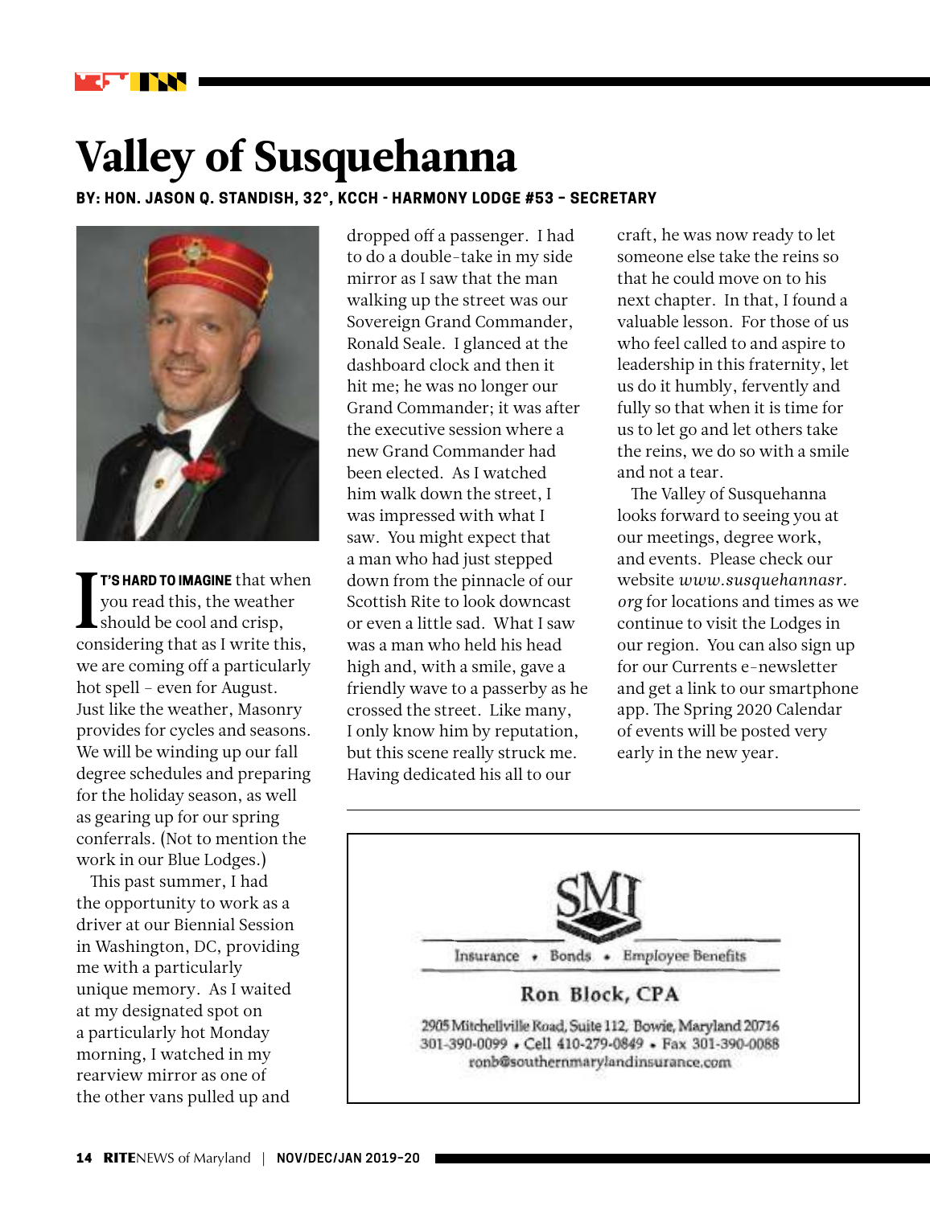# Valley of Susquehanna

**BY: HON. JASON Q. STANDISH, 32°, KCCH - HARMONY LODGE #53 – SECRETARY**

**IT'S HARD TO IMAGINE** that when you read this, the weather should be cool and crisp, considering that as I write this, we are coming off a particularly hot spell – even for August. Just like the weather, Masonry provides for cycles and seasons. We will be winding up our fall degree schedules and preparing for the holiday season, as well as gearing up for our spring conferrals. (Not to mention the work in our Blue Lodges.)

This past summer, I had the opportunity to work as a driver at our Biennial Session in Washington, DC, providing me with a particularly unique memory. As I waited at my designated spot on a particularly hot Monday morning, I watched in my rearview mirror as one of the other vans pulled up and dropped off a passenger. I had to do a double-take in my side mirror as I saw that the man walking up the street was our Sovereign Grand Commander, Ronald Seale. I glanced at the dashboard clock and then it hit me; he was no longer our Grand Commander; it was after the executive session where a new Grand Commander had been elected. As I watched him walk down the street, I was impressed with what I saw. You might expect that a man who had just stepped down from the pinnacle of our Scottish Rite to look downcast or even a little sad. What I saw was a man who held his head high and, with a smile, gave a friendly wave to a passerby as he crossed the street. Like many, I only know him by reputation, but this scene really struck me. Having dedicated his all to our craft, he was now ready to let someone else take the reins so that he could move on to his next chapter. In that, I found a valuable lesson. For those of us who feel called to and aspire to leadership in this fraternity, let us do it humbly, fervently and fully so that when it is time for us to let go and let others take the reins, we do so with a smile and not a tear.

The Valley of Susquehanna looks forward to seeing you at our meetings, degree work, and events. Please check our website *www.susquehannasr.org* for locations and times as we continue to visit the Lodges in our region. You can also sign up for our Currents e-newsletter and get a link to our smartphone app. The Spring 2020 Calendar of events will be posted very early in the new year.

---

SMI

Insurance • Bonds • Employee Benefits

**Ron Block, CPA**

2905 Mitchellville Road, Suite 112, Bowie, Maryland 20716
301-390-0099 • Cell 410-279-0849 • Fax 301-390-0088
ronb@southernmarylandinsurance.com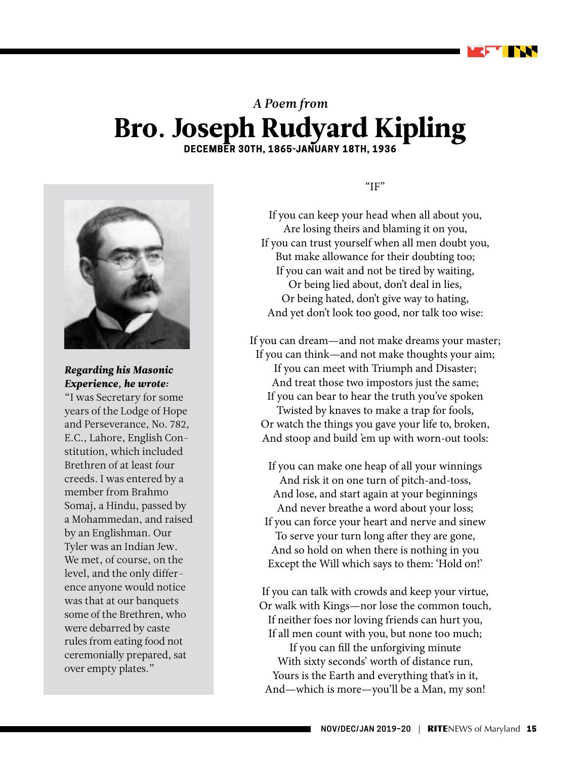*A Poem from*

# Bro. Joseph Rudyard Kipling

**DECEMBER 30TH, 1865-JANUARY 18TH, 1936**

***Regarding his Masonic Experience, he wrote:***

"I was Secretary for some years of the Lodge of Hope and Perseverance, No. 782, E.C., Lahore, English Constitution, which included Brethren of at least four creeds. I was entered by a member from Brahmo Somaj, a Hindu, passed by a Mohammedan, and raised by an Englishman. Our Tyler was an Indian Jew. We met, of course, on the level, and the only difference anyone would notice was that at our banquets some of the Brethren, who were debarred by caste rules from eating food not ceremonially prepared, sat over empty plates."

## "IF"

If you can keep your head when all about you,
Are losing theirs and blaming it on you,
If you can trust yourself when all men doubt you,
But make allowance for their doubting too;
If you can wait and not be tired by waiting,
Or being lied about, don't deal in lies,
Or being hated, don't give way to hating,
And yet don't look too good, nor talk too wise:

If you can dream—and not make dreams your master;
If you can think—and not make thoughts your aim;
If you can meet with Triumph and Disaster;
And treat those two impostors just the same;
If you can bear to hear the truth you've spoken
Twisted by knaves to make a trap for fools,
Or watch the things you gave your life to, broken,
And stoop and build 'em up with worn-out tools:

If you can make one heap of all your winnings
And risk it on one turn of pitch-and-toss,
And lose, and start again at your beginnings
And never breathe a word about your loss;
If you can force your heart and nerve and sinew
To serve your turn long after they are gone,
And so hold on when there is nothing in you
Except the Will which says to them: 'Hold on!'

If you can talk with crowds and keep your virtue,
Or walk with Kings—nor lose the common touch,
If neither foes nor loving friends can hurt you,
If all men count with you, but none too much;
If you can fill the unforgiving minute
With sixty seconds' worth of distance run,
Yours is the Earth and everything that's in it,
And—which is more—you'll be a Man, my son!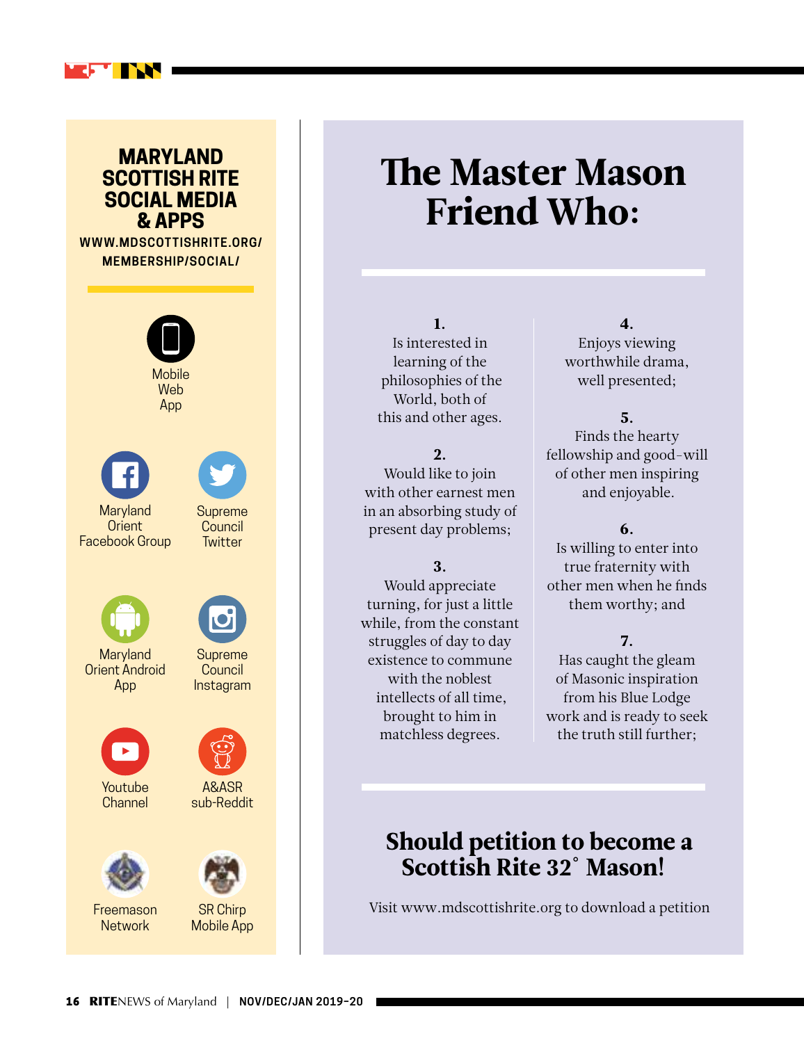## MARYLAND SCOTTISH RITE SOCIAL MEDIA & APPS

**WWW.MDSCOTTISHRITE.ORG/MEMBERSHIP/SOCIAL/**

- Mobile Web App
- Maryland Orient Facebook Group
- Supreme Council Twitter
- Maryland Orient Android App
- Supreme Council Instagram
- Youtube Channel
- A&ASR sub-Reddit
- Freemason Network
- SR Chirp Mobile App

# The Master Mason Friend Who:

**1.**
Is interested in learning of the philosophies of the World, both of this and other ages.

**2.**
Would like to join with other earnest men in an absorbing study of present day problems;

**3.**
Would appreciate turning, for just a little while, from the constant struggles of day to day existence to commune with the noblest intellects of all time, brought to him in matchless degrees.

**4.**
Enjoys viewing worthwhile drama, well presented;

**5.**
Finds the hearty fellowship and good-will of other men inspiring and enjoyable.

**6.**
Is willing to enter into true fraternity with other men when he finds them worthy; and

**7.**
Has caught the gleam of Masonic inspiration from his Blue Lodge work and is ready to seek the truth still further;

## Should petition to become a Scottish Rite 32° Mason!

Visit www.mdscottishrite.org to download a petition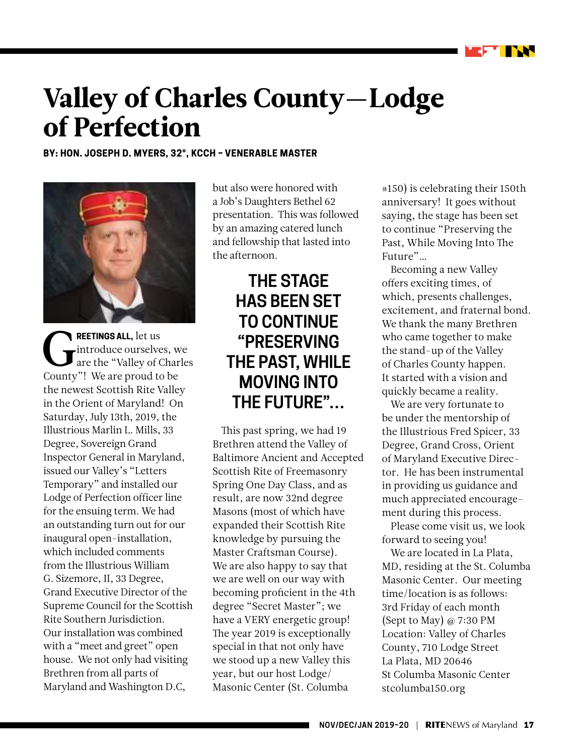# Valley of Charles County—Lodge of Perfection

**BY: HON. JOSEPH D. MYERS, 32°, KCCH – VENERABLE MASTER**

**GREETINGS ALL,** let us introduce ourselves, we are the "Valley of Charles County"! We are proud to be the newest Scottish Rite Valley in the Orient of Maryland! On Saturday, July 13th, 2019, the Illustrious Marlin L. Mills, 33 Degree, Sovereign Grand Inspector General in Maryland, issued our Valley's "Letters Temporary" and installed our Lodge of Perfection officer line for the ensuing term. We had an outstanding turn out for our inaugural open-installation, which included comments from the Illustrious William G. Sizemore, II, 33 Degree, Grand Executive Director of the Supreme Council for the Scottish Rite Southern Jurisdiction. Our installation was combined with a "meet and greet" open house. We not only had visiting Brethren from all parts of Maryland and Washington D.C, but also were honored with a Job's Daughters Bethel 62 presentation. This was followed by an amazing catered lunch and fellowship that lasted into the afternoon.

## THE STAGE HAS BEEN SET TO CONTINUE "PRESERVING THE PAST, WHILE MOVING INTO THE FUTURE"...

This past spring, we had 19 Brethren attend the Valley of Baltimore Ancient and Accepted Scottish Rite of Freemasonry Spring One Day Class, and as result, are now 32nd degree Masons (most of which have expanded their Scottish Rite knowledge by pursuing the Master Craftsman Course). We are also happy to say that we are well on our way with becoming proficient in the 4th degree "Secret Master"; we have a VERY energetic group! The year 2019 is exceptionally special in that not only have we stood up a new Valley this year, but our host Lodge/ Masonic Center (St. Columba #150) is celebrating their 150th anniversary! It goes without saying, the stage has been set to continue "Preserving the Past, While Moving Into The Future"...

Becoming a new Valley offers exciting times, of which, presents challenges, excitement, and fraternal bond. We thank the many Brethren who came together to make the stand-up of the Valley of Charles County happen. It started with a vision and quickly became a reality.

We are very fortunate to be under the mentorship of the Illustrious Fred Spicer, 33 Degree, Grand Cross, Orient of Maryland Executive Director. He has been instrumental in providing us guidance and much appreciated encouragement during this process.

Please come visit us, we look forward to seeing you!

We are located in La Plata, MD, residing at the St. Columba Masonic Center. Our meeting time/location is as follows:
3rd Friday of each month (Sept to May) @ 7:30 PM
Location: Valley of Charles County, 710 Lodge Street
La Plata, MD 20646
St Columba Masonic Center
stcolumba150.org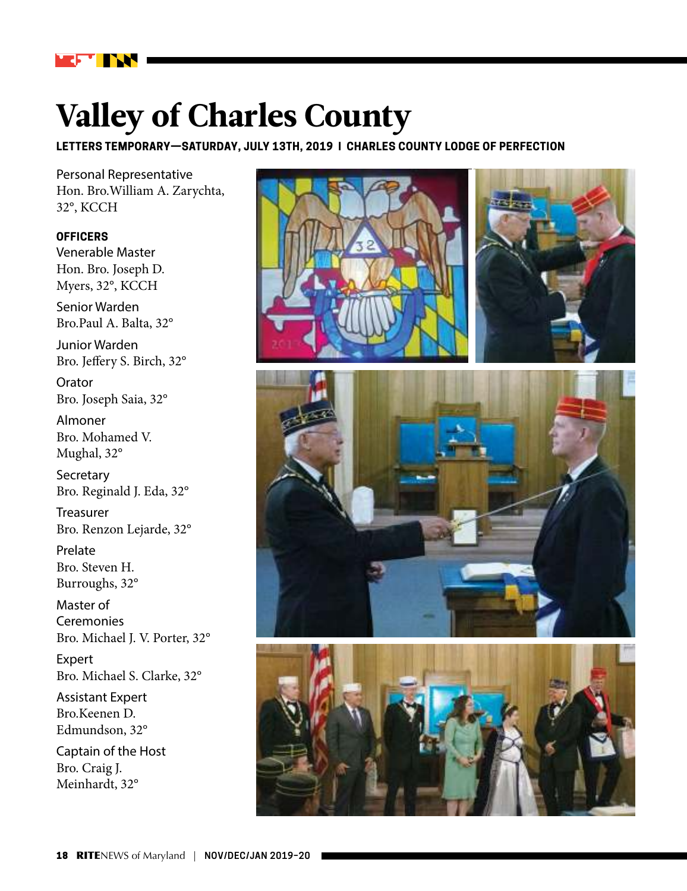# Valley of Charles County

**LETTERS TEMPORARY—SATURDAY, JULY 13TH, 2019 I CHARLES COUNTY LODGE OF PERFECTION**

Personal Representative
Hon. Bro.William A. Zarychta, 32°, KCCH

**OFFICERS**

Venerable Master
Hon. Bro. Joseph D. Myers, 32°, KCCH

Senior Warden
Bro.Paul A. Balta, 32°

Junior Warden
Bro. Jeffery S. Birch, 32°

Orator
Bro. Joseph Saia, 32°

Almoner
Bro. Mohamed V. Mughal, 32°

Secretary
Bro. Reginald J. Eda, 32°

Treasurer
Bro. Renzon Lejarde, 32°

Prelate
Bro. Steven H. Burroughs, 32°

Master of Ceremonies
Bro. Michael J. V. Porter, 32°

Expert
Bro. Michael S. Clarke, 32°

Assistant Expert
Bro.Keenen D. Edmundson, 32°

Captain of the Host
Bro. Craig J. Meinhardt, 32°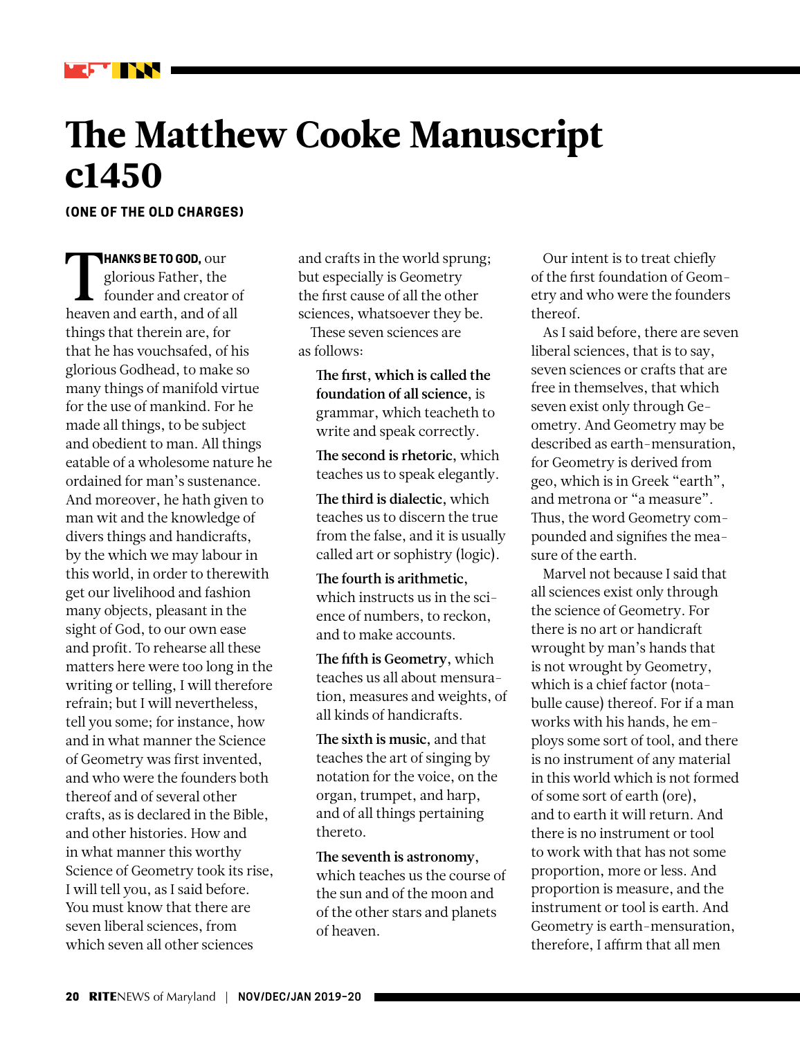# The Matthew Cooke Manuscript c1450

**(ONE OF THE OLD CHARGES)**

**THANKS BE TO GOD,** our glorious Father, the founder and creator of heaven and earth, and of all things that therein are, for that he has vouchsafed, of his glorious Godhead, to make so many things of manifold virtue for the use of mankind. For he made all things, to be subject and obedient to man. All things eatable of a wholesome nature he ordained for man's sustenance. And moreover, he hath given to man wit and the knowledge of divers things and handicrafts, by the which we may labour in this world, in order to therewith get our livelihood and fashion many objects, pleasant in the sight of God, to our own ease and profit. To rehearse all these matters here were too long in the writing or telling, I will therefore refrain; but I will nevertheless, tell you some; for instance, how and in what manner the Science of Geometry was first invented, and who were the founders both thereof and of several other crafts, as is declared in the Bible, and other histories. How and in what manner this worthy Science of Geometry took its rise, I will tell you, as I said before. You must know that there are seven liberal sciences, from which seven all other sciences and crafts in the world sprung; but especially is Geometry the first cause of all the other sciences, whatsoever they be.

These seven sciences are as follows:

**The first, which is called the foundation of all science**, is grammar, which teacheth to write and speak correctly.

**The second is rhetoric**, which teaches us to speak elegantly.

**The third is dialectic**, which teaches us to discern the true from the false, and it is usually called art or sophistry (logic).

**The fourth is arithmetic**, which instructs us in the science of numbers, to reckon, and to make accounts.

**The fifth is Geometry**, which teaches us all about mensuration, measures and weights, of all kinds of handicrafts.

**The sixth is music**, and that teaches the art of singing by notation for the voice, on the organ, trumpet, and harp, and of all things pertaining thereto.

**The seventh is astronomy**, which teaches us the course of the sun and of the moon and of the other stars and planets of heaven.

Our intent is to treat chiefly of the first foundation of Geometry and who were the founders thereof.

As I said before, there are seven liberal sciences, that is to say, seven sciences or crafts that are free in themselves, that which seven exist only through Geometry. And Geometry may be described as earth-mensuration, for Geometry is derived from geo, which is in Greek "earth", and metrona or "a measure". Thus, the word Geometry compounded and signifies the measure of the earth.

Marvel not because I said that all sciences exist only through the science of Geometry. For there is no art or handicraft wrought by man's hands that is not wrought by Geometry, which is a chief factor (notabulle cause) thereof. For if a man works with his hands, he employs some sort of tool, and there is no instrument of any material in this world which is not formed of some sort of earth (ore), and to earth it will return. And there is no instrument or tool to work with that has not some proportion, more or less. And proportion is measure, and the instrument or tool is earth. And Geometry is earth-mensuration, therefore, I affirm that all men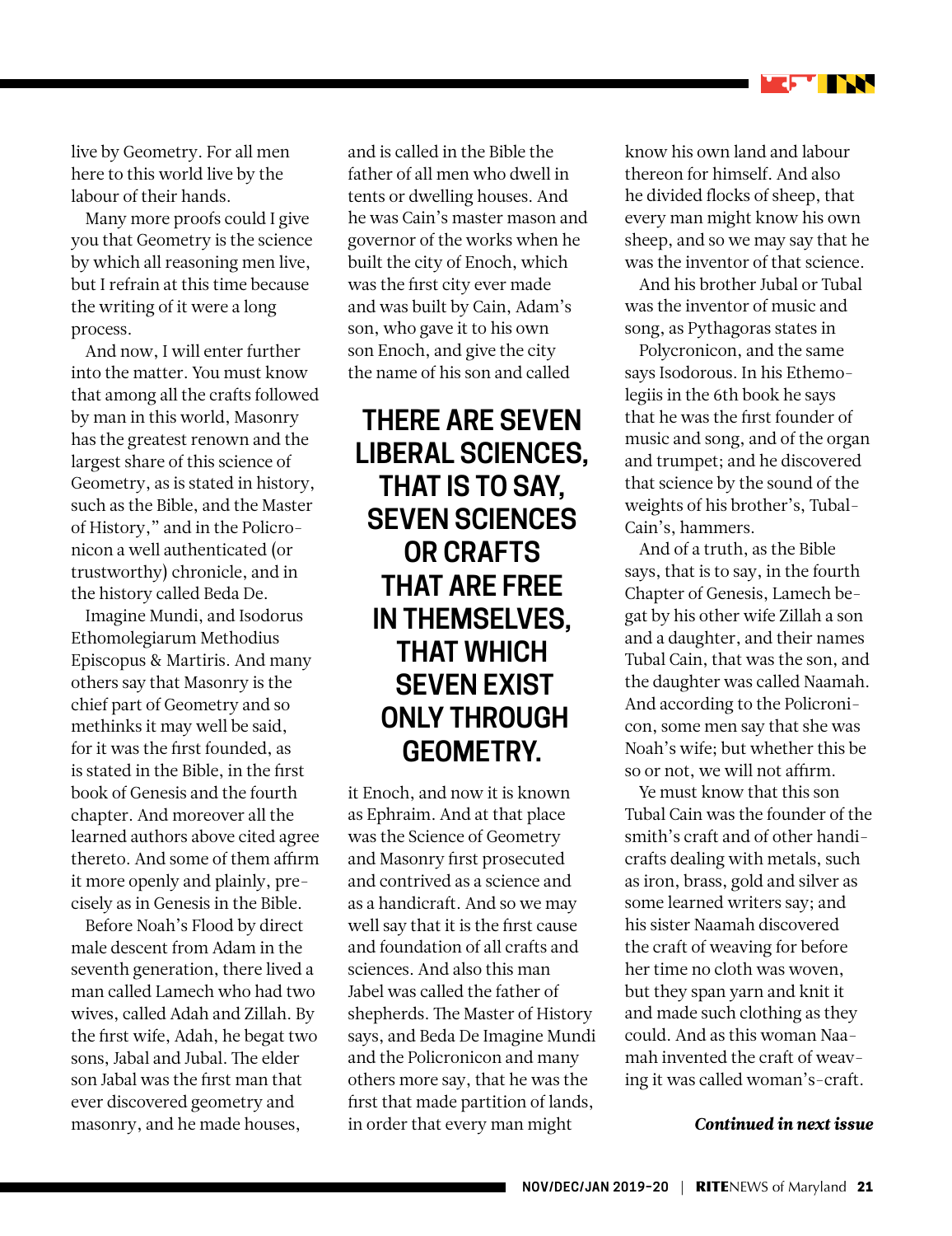live by Geometry. For all men here to this world live by the labour of their hands.

Many more proofs could I give you that Geometry is the science by which all reasoning men live, but I refrain at this time because the writing of it were a long process.

And now, I will enter further into the matter. You must know that among all the crafts followed by man in this world, Masonry has the greatest renown and the largest share of this science of Geometry, as is stated in history, such as the Bible, and the Master of History," and in the Policronicon a well authenticated (or trustworthy) chronicle, and in the history called Beda De.

Imagine Mundi, and Isodorus Ethomolegiarum Methodius Episcopus & Martiris. And many others say that Masonry is the chief part of Geometry and so methinks it may well be said, for it was the first founded, as is stated in the Bible, in the first book of Genesis and the fourth chapter. And moreover all the learned authors above cited agree thereto. And some of them affirm it more openly and plainly, precisely as in Genesis in the Bible.

Before Noah's Flood by direct male descent from Adam in the seventh generation, there lived a man called Lamech who had two wives, called Adah and Zillah. By the first wife, Adah, he begat two sons, Jabal and Jubal. The elder son Jabal was the first man that ever discovered geometry and masonry, and he made houses, and is called in the Bible the father of all men who dwell in tents or dwelling houses. And he was Cain's master mason and governor of the works when he built the city of Enoch, which was the first city ever made and was built by Cain, Adam's son, who gave it to his own son Enoch, and give the city the name of his son and called it Enoch, and now it is known as Ephraim. And at that place was the Science of Geometry and Masonry first prosecuted and contrived as a science and as a handicraft. And so we may well say that it is the first cause and foundation of all crafts and sciences. And also this man Jabel was called the father of shepherds. The Master of History says, and Beda De Imagine Mundi and the Policronicon and many others more say, that he was the first that made partition of lands, in order that every man might know his own land and labour thereon for himself. And also he divided flocks of sheep, that every man might know his own sheep, and so we may say that he was the inventor of that science.

**THERE ARE SEVEN LIBERAL SCIENCES, THAT IS TO SAY, SEVEN SCIENCES OR CRAFTS THAT ARE FREE IN THEMSELVES, THAT WHICH SEVEN EXIST ONLY THROUGH GEOMETRY.**

And his brother Jubal or Tubal was the inventor of music and song, as Pythagoras states in Polycronicon, and the same says Isodorous. In his Ethemolegiis in the 6th book he says that he was the first founder of music and song, and of the organ and trumpet; and he discovered that science by the sound of the weights of his brother's, Tubal-Cain's, hammers.

And of a truth, as the Bible says, that is to say, in the fourth Chapter of Genesis, Lamech begat by his other wife Zillah a son and a daughter, and their names Tubal Cain, that was the son, and the daughter was called Naamah. And according to the Policronicon, some men say that she was Noah's wife; but whether this be so or not, we will not affirm.

Ye must know that this son Tubal Cain was the founder of the smith's craft and of other handicrafts dealing with metals, such as iron, brass, gold and silver as some learned writers say; and his sister Naamah discovered the craft of weaving for before her time no cloth was woven, but they span yarn and knit it and made such clothing as they could. And as this woman Naamah invented the craft of weaving it was called woman's-craft.

***Continued in next issue***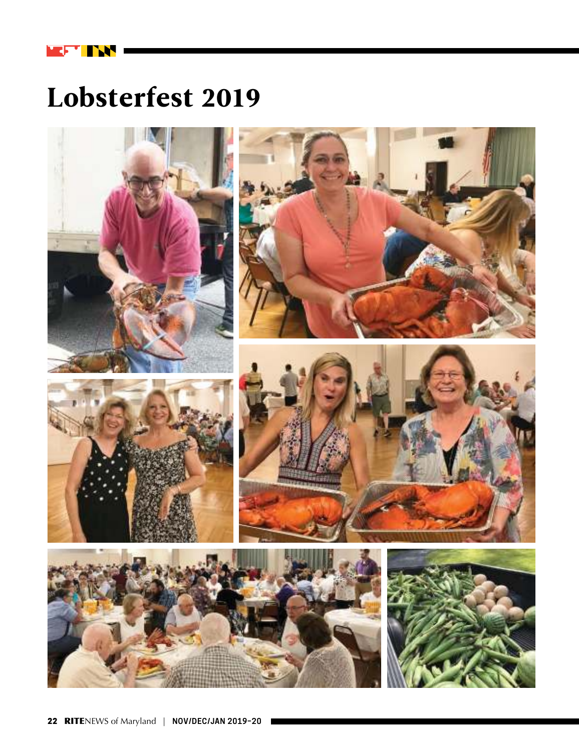# Lobsterfest 2019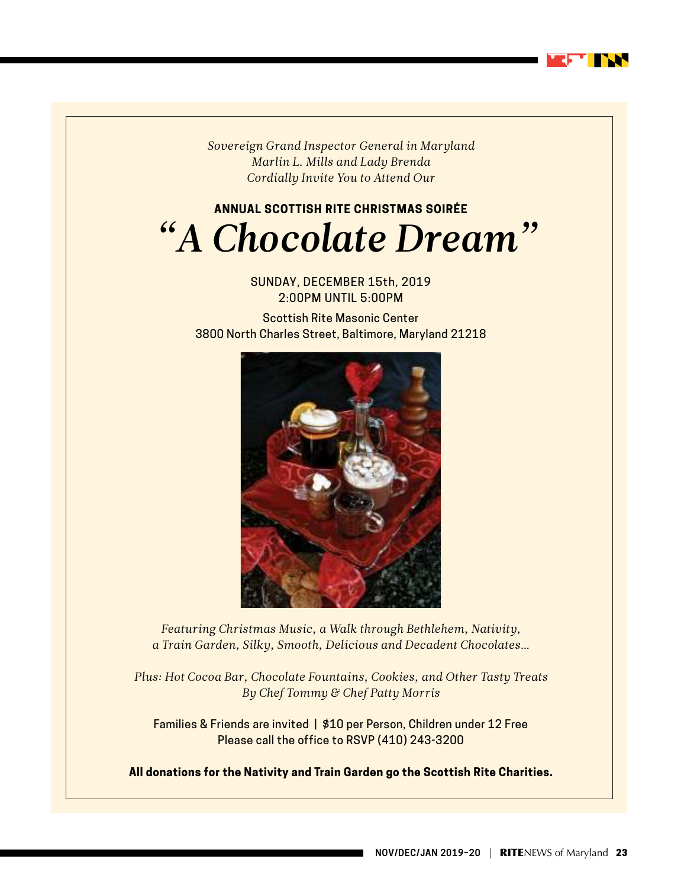*Sovereign Grand Inspector General in Maryland*
*Marlin L. Mills and Lady Brenda*
*Cordially Invite You to Attend Our*

**ANNUAL SCOTTISH RITE CHRISTMAS SOIRÉE**

# *"A Chocolate Dream"*

SUNDAY, DECEMBER 15th, 2019
2:00PM UNTIL 5:00PM

Scottish Rite Masonic Center
3800 North Charles Street, Baltimore, Maryland 21218

*Featuring Christmas Music, a Walk through Bethlehem, Nativity, a Train Garden, Silky, Smooth, Delicious and Decadent Chocolates…*

*Plus: Hot Cocoa Bar, Chocolate Fountains, Cookies, and Other Tasty Treats By Chef Tommy & Chef Patty Morris*

Families & Friends are invited | $10 per Person, Children under 12 Free
Please call the office to RSVP (410) 243-3200

**All donations for the Nativity and Train Garden go the Scottish Rite Charities.**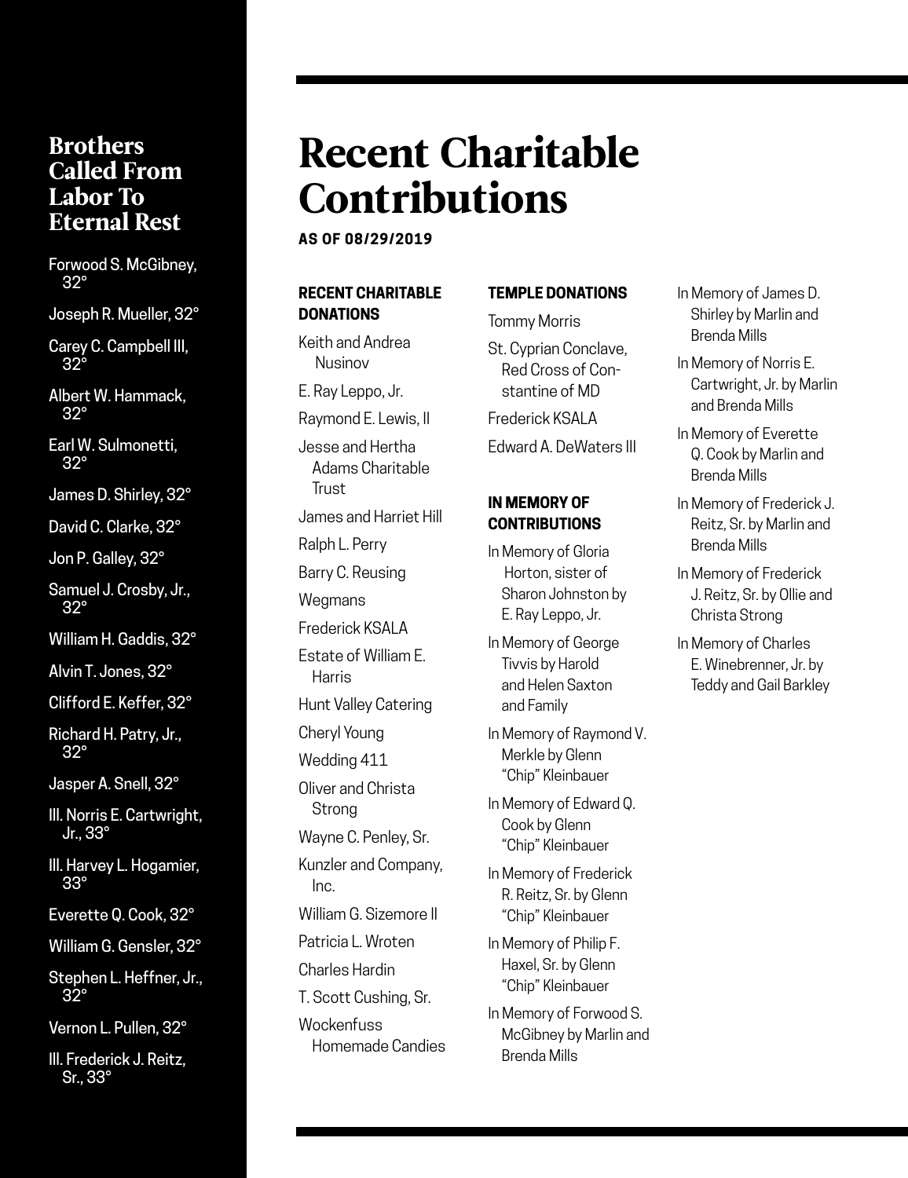# Recent Charitable Contributions

**AS OF 08/29/2019**

### RECENT CHARITABLE DONATIONS

Keith and Andrea Nusinov

E. Ray Leppo, Jr.

Raymond E. Lewis, II

Jesse and Hertha Adams Charitable Trust

James and Harriet Hill

Ralph L. Perry

Barry C. Reusing

Wegmans

Frederick KSALA

Estate of William E. Harris

Hunt Valley Catering

Cheryl Young

Wedding 411

Oliver and Christa Strong

Wayne C. Penley, Sr.

Kunzler and Company, Inc.

William G. Sizemore II

Patricia L. Wroten

Charles Hardin

T. Scott Cushing, Sr.

Wockenfuss Homemade Candies

### TEMPLE DONATIONS

Tommy Morris

St. Cyprian Conclave, Red Cross of Constantine of MD

Frederick KSALA

Edward A. DeWaters III

### IN MEMORY OF CONTRIBUTIONS

In Memory of Gloria Horton, sister of Sharon Johnston by E. Ray Leppo, Jr.

In Memory of George Tivvis by Harold and Helen Saxton and Family

In Memory of Raymond V. Merkle by Glenn "Chip" Kleinbauer

In Memory of Edward Q. Cook by Glenn "Chip" Kleinbauer

In Memory of Frederick R. Reitz, Sr. by Glenn "Chip" Kleinbauer

In Memory of Philip F. Haxel, Sr. by Glenn "Chip" Kleinbauer

In Memory of Forwood S. McGibney by Marlin and Brenda Mills

In Memory of James D. Shirley by Marlin and Brenda Mills

In Memory of Norris E. Cartwright, Jr. by Marlin and Brenda Mills

In Memory of Everette Q. Cook by Marlin and Brenda Mills

In Memory of Frederick J. Reitz, Sr. by Marlin and Brenda Mills

In Memory of Frederick J. Reitz, Sr. by Ollie and Christa Strong

In Memory of Charles E. Winebrenner, Jr. by Teddy and Gail Barkley

## Brothers Called From Labor To Eternal Rest

Forwood S. McGibney, 32°

Joseph R. Mueller, 32°

Carey C. Campbell III, 32°

Albert W. Hammack, 32°

Earl W. Sulmonetti, 32°

James D. Shirley, 32°

David C. Clarke, 32°

Jon P. Galley, 32°

Samuel J. Crosby, Jr., 32°

William H. Gaddis, 32°

Alvin T. Jones, 32°

Clifford E. Keffer, 32°

Richard H. Patry, Jr., 32°

Jasper A. Snell, 32°

Ill. Norris E. Cartwright, Jr., 33°

Ill. Harvey L. Hogamier, 33°

Everette Q. Cook, 32°

William G. Gensler, 32°

Stephen L. Heffner, Jr., 32°

Vernon L. Pullen, 32°

Ill. Frederick J. Reitz, Sr., 33°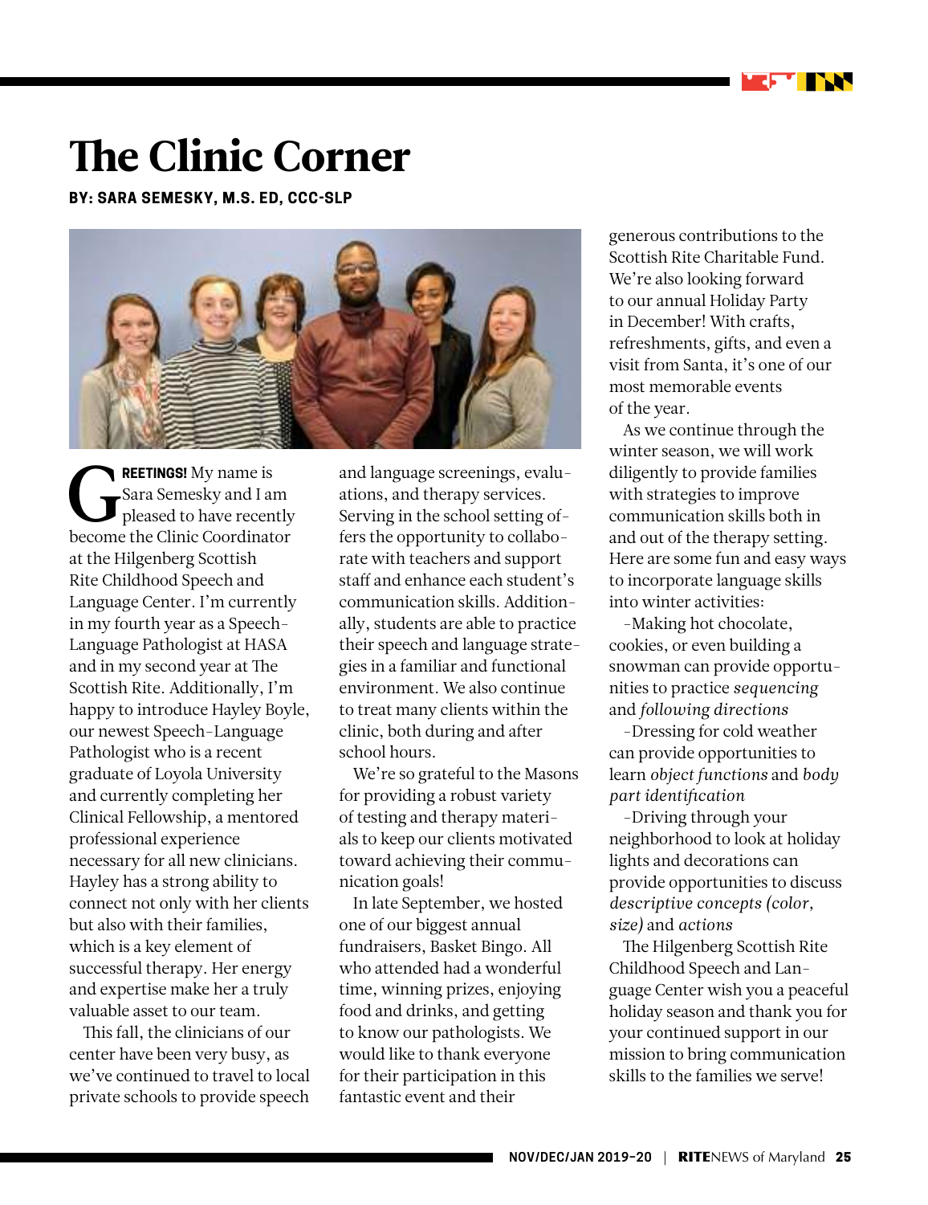# The Clinic Corner

**BY: SARA SEMESKY, M.S. ED, CCC-SLP**

**GREETINGS!** My name is Sara Semesky and I am pleased to have recently become the Clinic Coordinator at the Hilgenberg Scottish Rite Childhood Speech and Language Center. I'm currently in my fourth year as a Speech-Language Pathologist at HASA and in my second year at The Scottish Rite. Additionally, I'm happy to introduce Hayley Boyle, our newest Speech-Language Pathologist who is a recent graduate of Loyola University and currently completing her Clinical Fellowship, a mentored professional experience necessary for all new clinicians. Hayley has a strong ability to connect not only with her clients but also with their families, which is a key element of successful therapy. Her energy and expertise make her a truly valuable asset to our team.

This fall, the clinicians of our center have been very busy, as we've continued to travel to local private schools to provide speech and language screenings, evaluations, and therapy services. Serving in the school setting offers the opportunity to collaborate with teachers and support staff and enhance each student's communication skills. Additionally, students are able to practice their speech and language strategies in a familiar and functional environment. We also continue to treat many clients within the clinic, both during and after school hours.

We're so grateful to the Masons for providing a robust variety of testing and therapy materials to keep our clients motivated toward achieving their communication goals!

In late September, we hosted one of our biggest annual fundraisers, Basket Bingo. All who attended had a wonderful time, winning prizes, enjoying food and drinks, and getting to know our pathologists. We would like to thank everyone for their participation in this fantastic event and their generous contributions to the Scottish Rite Charitable Fund. We're also looking forward to our annual Holiday Party in December! With crafts, refreshments, gifts, and even a visit from Santa, it's one of our most memorable events of the year.

As we continue through the winter season, we will work diligently to provide families with strategies to improve communication skills both in and out of the therapy setting. Here are some fun and easy ways to incorporate language skills into winter activities:

-Making hot chocolate, cookies, or even building a snowman can provide opportunities to practice *sequencing* and *following directions*

-Dressing for cold weather can provide opportunities to learn *object functions* and *body part identification*

-Driving through your neighborhood to look at holiday lights and decorations can provide opportunities to discuss *descriptive concepts (color, size)* and *actions*

The Hilgenberg Scottish Rite Childhood Speech and Language Center wish you a peaceful holiday season and thank you for your continued support in our mission to bring communication skills to the families we serve!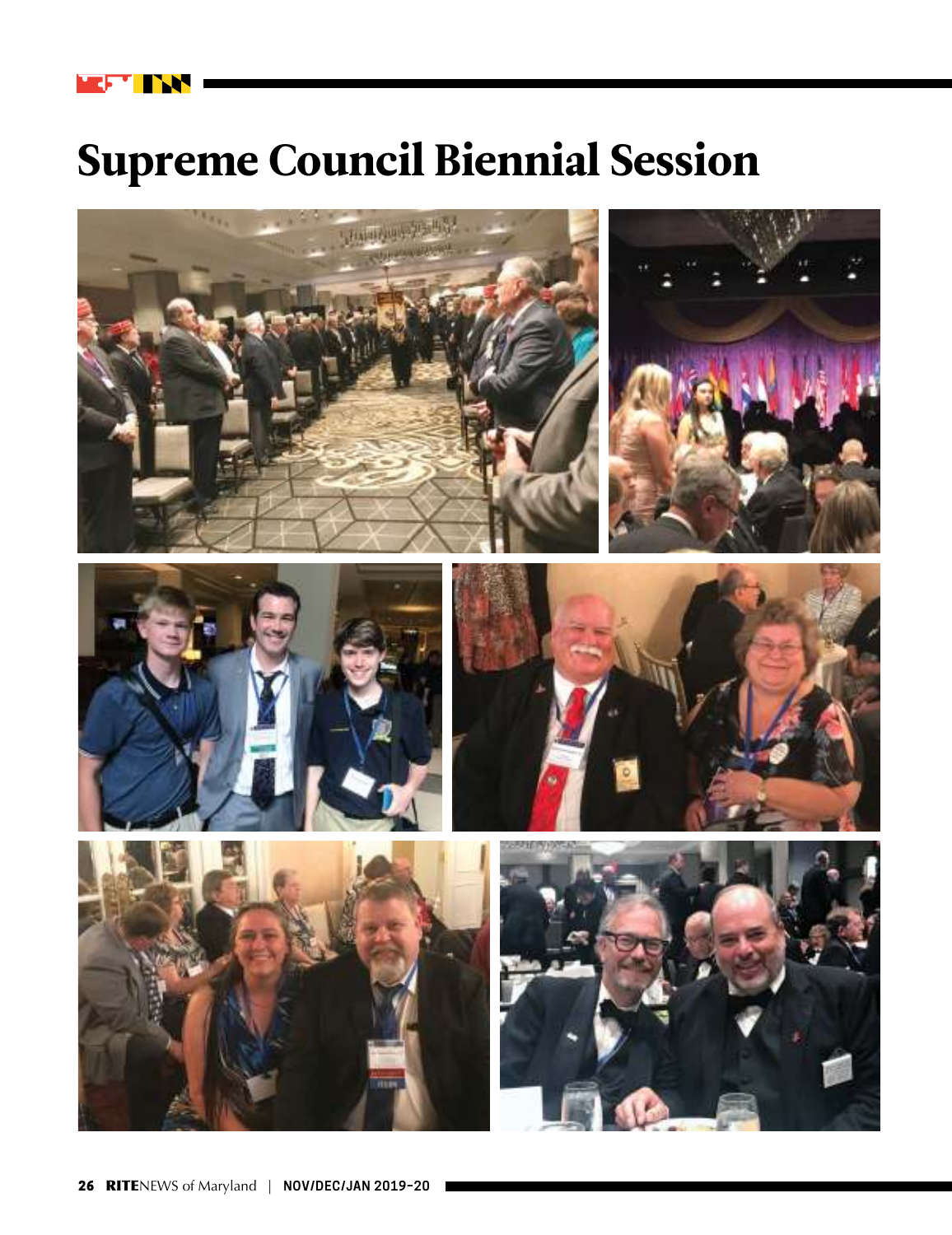# Supreme Council Biennial Session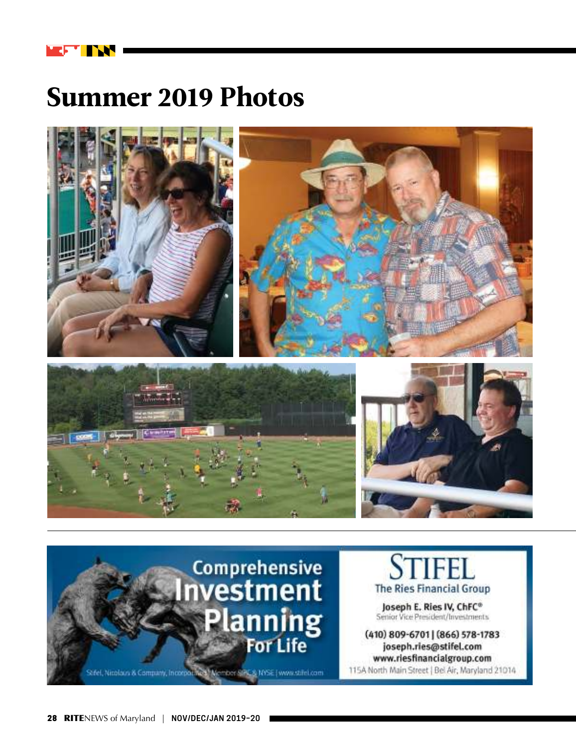# Summer 2019 Photos

Comprehensive Investment Planning For Life

Stifel, Nicolaus & Company, Incorporated | Member SIPC & NYSE | www.stifel.com

STIFEL
The Ries Financial Group

**Joseph E. Ries IV, ChFC®**
Senior Vice President/Investments

(410) 809-6701 | (866) 578-1783
joseph.ries@stifel.com
www.riesfinancialgroup.com
115A North Main Street | Bel Air, Maryland 21014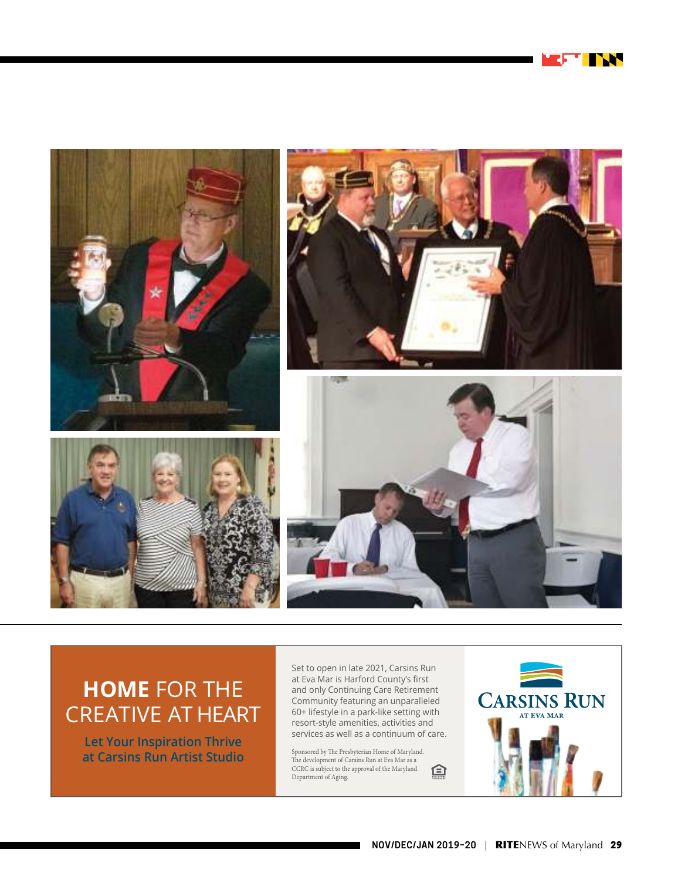## HOME FOR THE CREATIVE AT HEART

**Let Your Inspiration Thrive at Carsins Run Artist Studio**

Set to open in late 2021, Carsins Run at Eva Mar is Harford County's first and only Continuing Care Retirement Community featuring an unparalleled 60+ lifestyle in a park-like setting with resort-style amenities, activities and services as well as a continuum of care.

Sponsored by The Presbyterian Home of Maryland. The development of Carsins Run at Eva Mar as a CCRC is subject to the approval of the Maryland Department of Aging.

CARSINS RUN AT EVA MAR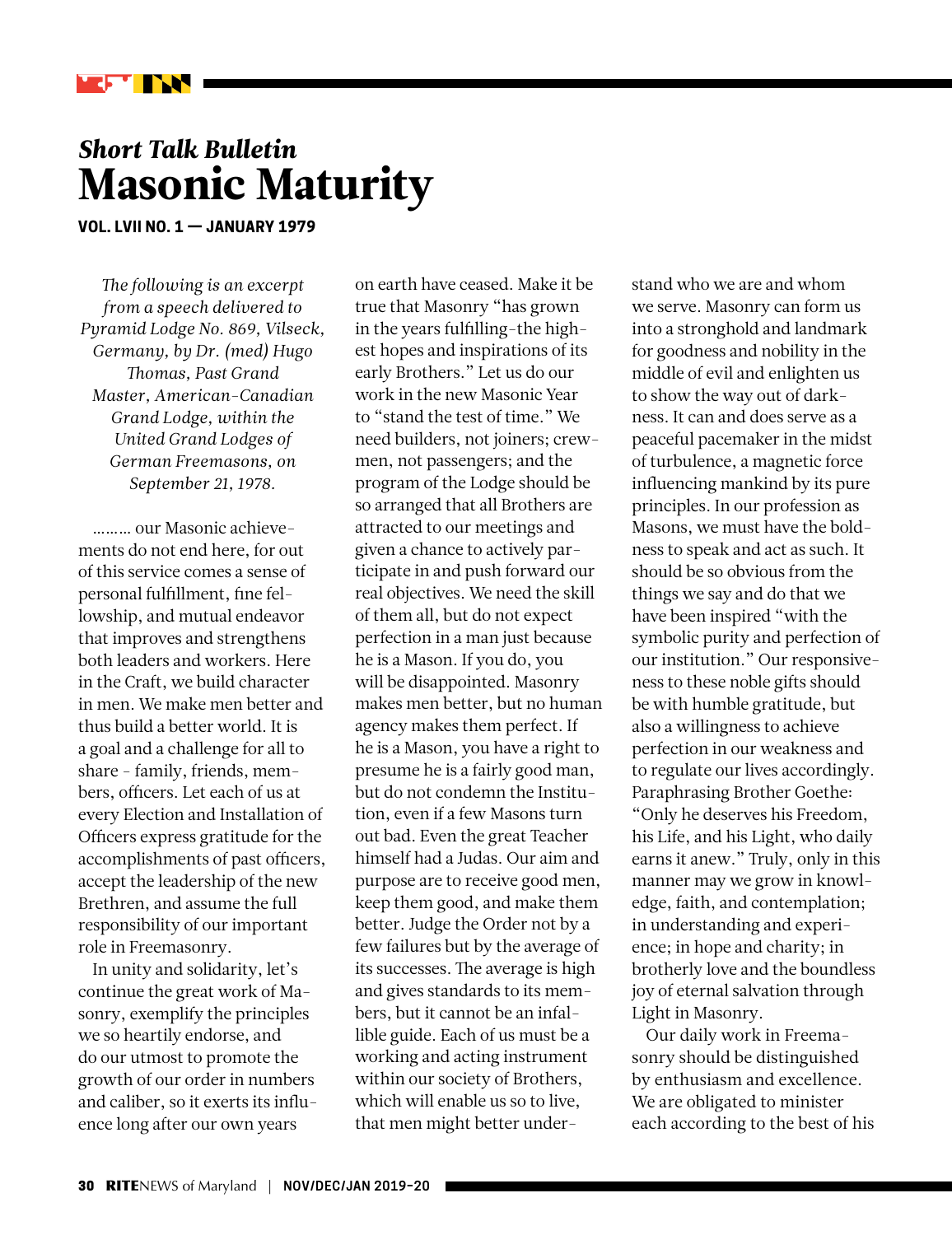*Short Talk Bulletin*

# Masonic Maturity

**VOL. LVII NO. 1 — JANUARY 1979**

*The following is an excerpt from a speech delivered to Pyramid Lodge No. 869, Vilseck, Germany, by Dr. (med) Hugo Thomas, Past Grand Master, American-Canadian Grand Lodge, within the United Grand Lodges of German Freemasons, on September 21, 1978.*

……… our Masonic achievements do not end here, for out of this service comes a sense of personal fulfillment, fine fellowship, and mutual endeavor that improves and strengthens both leaders and workers. Here in the Craft, we build character in men. We make men better and thus build a better world. It is a goal and a challenge for all to share - family, friends, members, officers. Let each of us at every Election and Installation of Officers express gratitude for the accomplishments of past officers, accept the leadership of the new Brethren, and assume the full responsibility of our important role in Freemasonry.

In unity and solidarity, let's continue the great work of Masonry, exemplify the principles we so heartily endorse, and do our utmost to promote the growth of our order in numbers and caliber, so it exerts its influence long after our own years on earth have ceased. Make it be true that Masonry "has grown in the years fulfilling-the highest hopes and inspirations of its early Brothers." Let us do our work in the new Masonic Year to "stand the test of time." We need builders, not joiners; crewmen, not passengers; and the program of the Lodge should be so arranged that all Brothers are attracted to our meetings and given a chance to actively participate in and push forward our real objectives. We need the skill of them all, but do not expect perfection in a man just because he is a Mason. If you do, you will be disappointed. Masonry makes men better, but no human agency makes them perfect. If he is a Mason, you have a right to presume he is a fairly good man, but do not condemn the Institution, even if a few Masons turn out bad. Even the great Teacher himself had a Judas. Our aim and purpose are to receive good men, keep them good, and make them better. Judge the Order not by a few failures but by the average of its successes. The average is high and gives standards to its members, but it cannot be an infallible guide. Each of us must be a working and acting instrument within our society of Brothers, which will enable us so to live, that men might better understand who we are and whom we serve. Masonry can form us into a stronghold and landmark for goodness and nobility in the middle of evil and enlighten us to show the way out of darkness. It can and does serve as a peaceful pacemaker in the midst of turbulence, a magnetic force influencing mankind by its pure principles. In our profession as Masons, we must have the boldness to speak and act as such. It should be so obvious from the things we say and do that we have been inspired "with the symbolic purity and perfection of our institution." Our responsiveness to these noble gifts should be with humble gratitude, but also a willingness to achieve perfection in our weakness and to regulate our lives accordingly. Paraphrasing Brother Goethe: "Only he deserves his Freedom, his Life, and his Light, who daily earns it anew." Truly, only in this manner may we grow in knowledge, faith, and contemplation; in understanding and experience; in hope and charity; in brotherly love and the boundless joy of eternal salvation through Light in Masonry.

Our daily work in Freemasonry should be distinguished by enthusiasm and excellence. We are obligated to minister each according to the best of his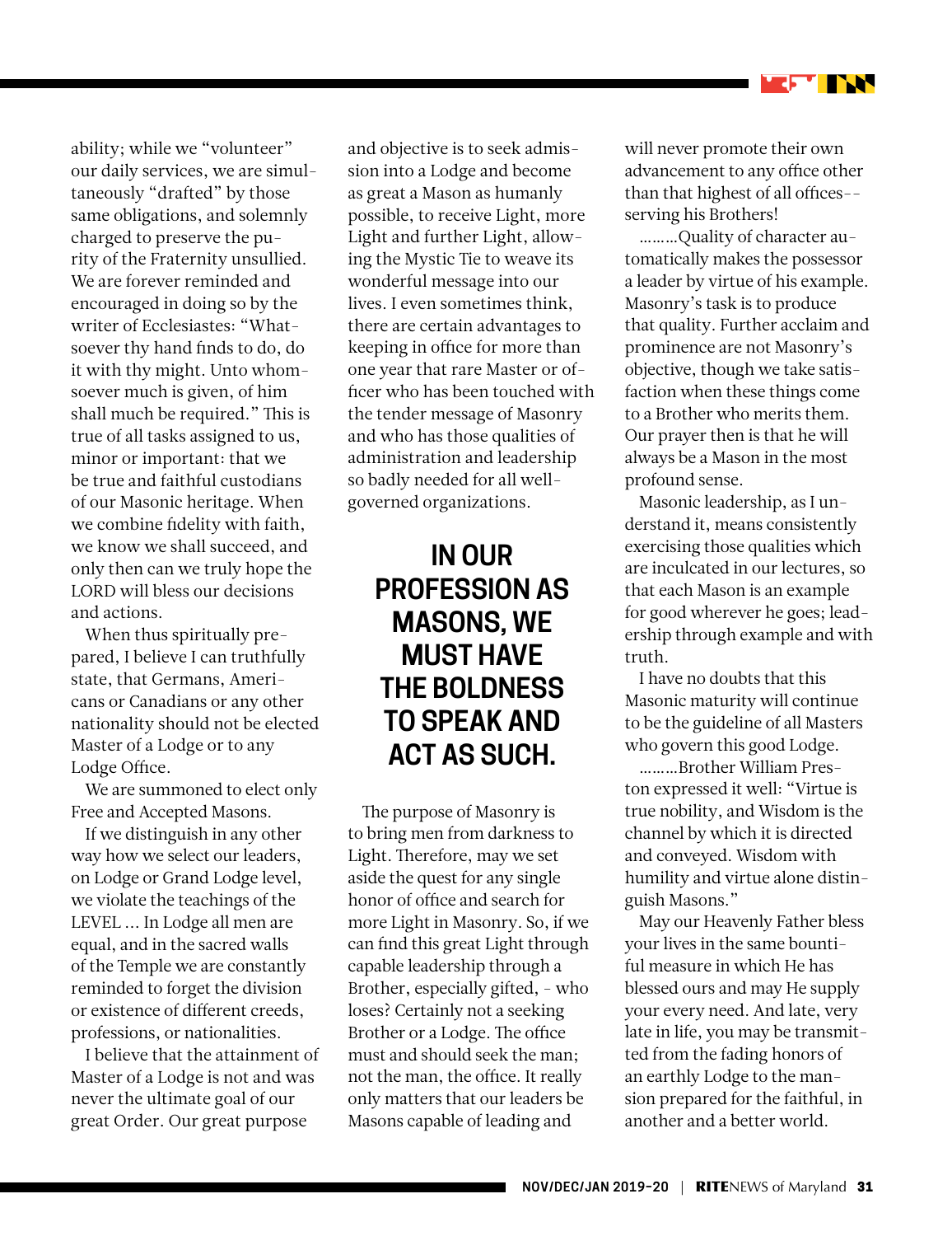ability; while we "volunteer" our daily services, we are simultaneously "drafted" by those same obligations, and solemnly charged to preserve the purity of the Fraternity unsullied. We are forever reminded and encouraged in doing so by the writer of Ecclesiastes: "Whatsoever thy hand finds to do, do it with thy might. Unto whomsoever much is given, of him shall much be required." This is true of all tasks assigned to us, minor or important: that we be true and faithful custodians of our Masonic heritage. When we combine fidelity with faith, we know we shall succeed, and only then can we truly hope the LORD will bless our decisions and actions.

When thus spiritually prepared, I believe I can truthfully state, that Germans, Americans or Canadians or any other nationality should not be elected Master of a Lodge or to any Lodge Office.

We are summoned to elect only Free and Accepted Masons.

If we distinguish in any other way how we select our leaders, on Lodge or Grand Lodge level, we violate the teachings of the LEVEL ... In Lodge all men are equal, and in the sacred walls of the Temple we are constantly reminded to forget the division or existence of different creeds, professions, or nationalities.

I believe that the attainment of Master of a Lodge is not and was never the ultimate goal of our great Order. Our great purpose and objective is to seek admission into a Lodge and become as great a Mason as humanly possible, to receive Light, more Light and further Light, allowing the Mystic Tie to weave its wonderful message into our lives. I even sometimes think, there are certain advantages to keeping in office for more than one year that rare Master or officer who has been touched with the tender message of Masonry and who has those qualities of administration and leadership so badly needed for all well-governed organizations.

## IN OUR PROFESSION AS MASONS, WE MUST HAVE THE BOLDNESS TO SPEAK AND ACT AS SUCH.

The purpose of Masonry is to bring men from darkness to Light. Therefore, may we set aside the quest for any single honor of office and search for more Light in Masonry. So, if we can find this great Light through capable leadership through a Brother, especially gifted, - who loses? Certainly not a seeking Brother or a Lodge. The office must and should seek the man; not the man, the office. It really only matters that our leaders be Masons capable of leading and will never promote their own advancement to any office other than that highest of all offices-- serving his Brothers!

………Quality of character automatically makes the possessor a leader by virtue of his example. Masonry's task is to produce that quality. Further acclaim and prominence are not Masonry's objective, though we take satisfaction when these things come to a Brother who merits them. Our prayer then is that he will always be a Mason in the most profound sense.

Masonic leadership, as I understand it, means consistently exercising those qualities which are inculcated in our lectures, so that each Mason is an example for good wherever he goes; leadership through example and with truth.

I have no doubts that this Masonic maturity will continue to be the guideline of all Masters who govern this good Lodge.

………Brother William Preston expressed it well: "Virtue is true nobility, and Wisdom is the channel by which it is directed and conveyed. Wisdom with humility and virtue alone distinguish Masons."

May our Heavenly Father bless your lives in the same bountiful measure in which He has blessed ours and may He supply your every need. And late, very late in life, you may be transmitted from the fading honors of an earthly Lodge to the mansion prepared for the faithful, in another and a better world.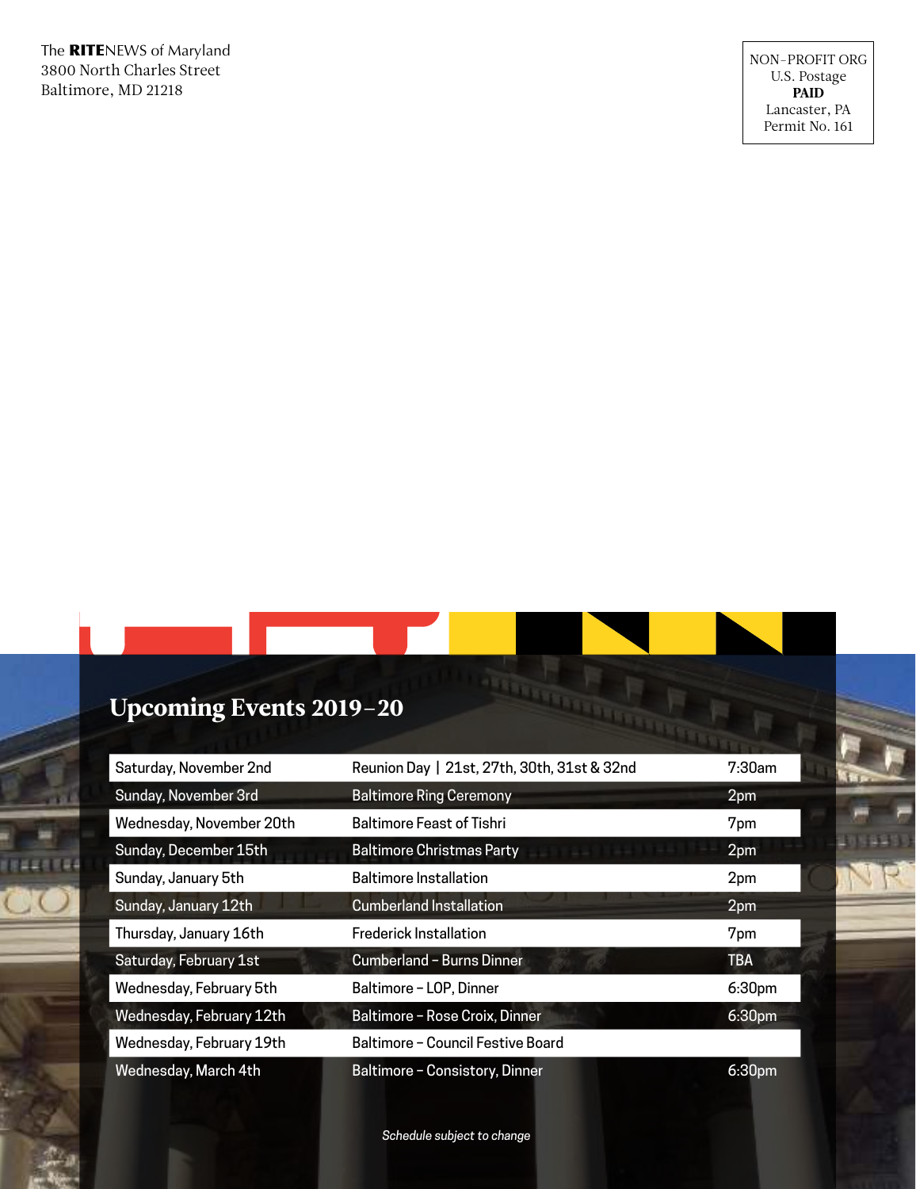The **RITE**NEWS of Maryland
3800 North Charles Street
Baltimore, MD 21218

NON-PROFIT ORG
U.S. Postage
**PAID**
Lancaster, PA
Permit No. 161

## Upcoming Events 2019–20

| | | |
|---|---|---|
| Saturday, November 2nd | Reunion Day \| 21st, 27th, 30th, 31st & 32nd | 7:30am |
| Sunday, November 3rd | Baltimore Ring Ceremony | 2pm |
| Wednesday, November 20th | Baltimore Feast of Tishri | 7pm |
| Sunday, December 15th | Baltimore Christmas Party | 2pm |
| Sunday, January 5th | Baltimore Installation | 2pm |
| Sunday, January 12th | Cumberland Installation | 2pm |
| Thursday, January 16th | Frederick Installation | 7pm |
| Saturday, February 1st | Cumberland – Burns Dinner | TBA |
| Wednesday, February 5th | Baltimore – LOP, Dinner | 6:30pm |
| Wednesday, February 12th | Baltimore – Rose Croix, Dinner | 6:30pm |
| Wednesday, February 19th | Baltimore – Council Festive Board | |
| Wednesday, March 4th | Baltimore – Consistory, Dinner | 6:30pm |

*Schedule subject to change*